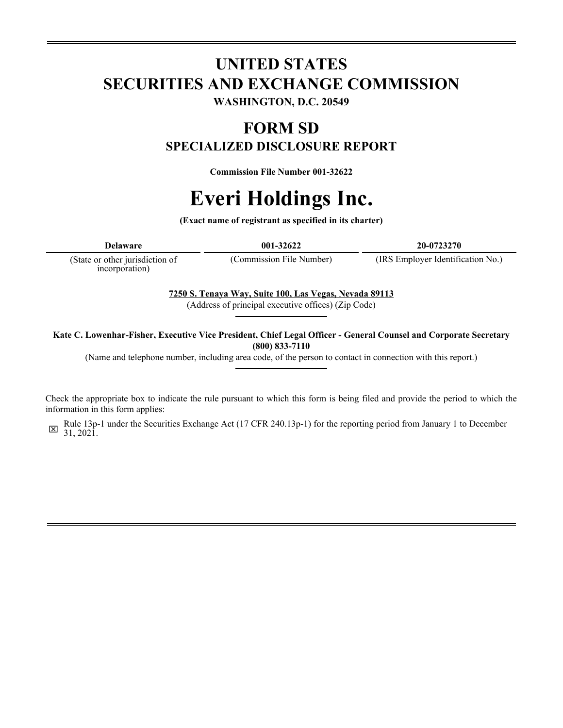# UNITED STATES
# SECURITIES AND EXCHANGE COMMISSION

**WASHINGTON, D.C. 20549**

## FORM SD

### SPECIALIZED DISCLOSURE REPORT

**Commission File Number 001-32622**

# Everi Holdings Inc.

**(Exact name of registrant as specified in its charter)**

| **Delaware** | **001-32622** | **20-0723270** |
|---|---|---|
| (State or other jurisdiction of incorporation) | (Commission File Number) | (IRS Employer Identification No.) |

**7250 S. Tenaya Way, Suite 100, Las Vegas, Nevada 89113**

(Address of principal executive offices) (Zip Code)

**Kate C. Lowenhar-Fisher, Executive Vice President, Chief Legal Officer - General Counsel and Corporate Secretary**
**(800) 833-7110**

(Name and telephone number, including area code, of the person to contact in connection with this report.)

Check the appropriate box to indicate the rule pursuant to which this form is being filed and provide the period to which the information in this form applies:

☒ Rule 13p-1 under the Securities Exchange Act (17 CFR 240.13p-1) for the reporting period from January 1 to December 31, 2021.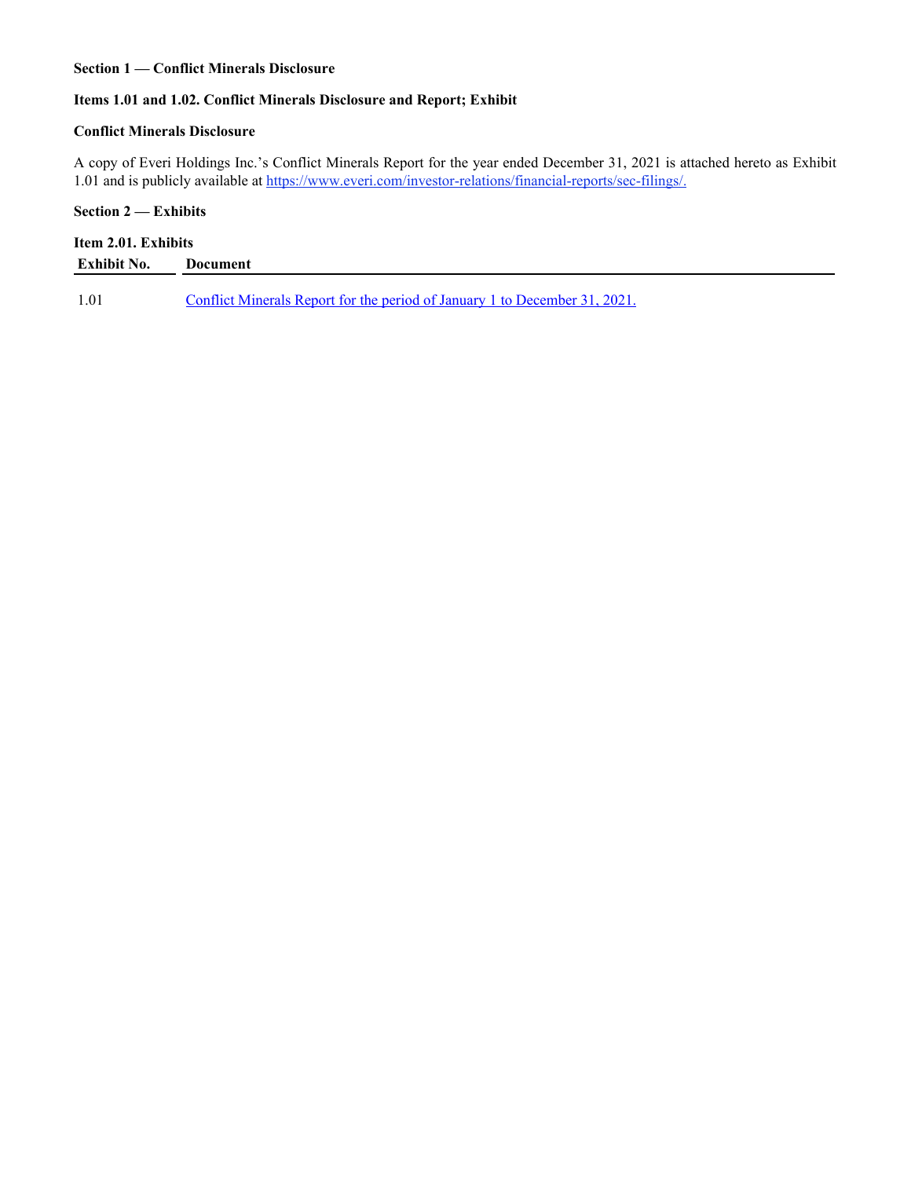**Section 1 — Conflict Minerals Disclosure**

**Items 1.01 and 1.02. Conflict Minerals Disclosure and Report; Exhibit**

**Conflict Minerals Disclosure**

A copy of Everi Holdings Inc.'s Conflict Minerals Report for the year ended December 31, 2021 is attached hereto as Exhibit 1.01 and is publicly available at https://www.everi.com/investor-relations/financial-reports/sec-filings/.

**Section 2 — Exhibits**

**Item 2.01. Exhibits**

| Exhibit No. | Document |
|---|---|
| 1.01 | Conflict Minerals Report for the period of January 1 to December 31, 2021. |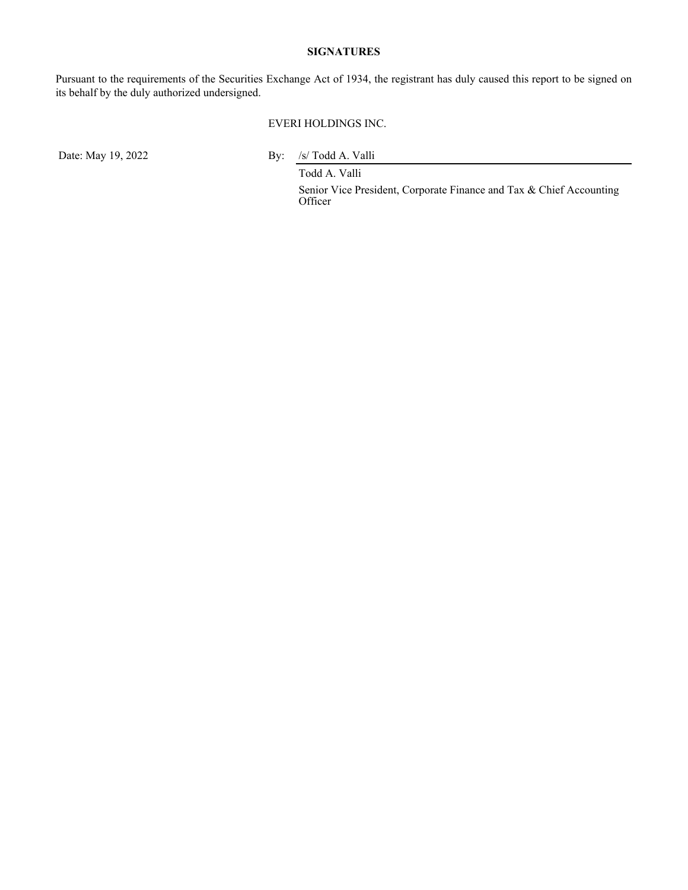**SIGNATURES**

Pursuant to the requirements of the Securities Exchange Act of 1934, the registrant has duly caused this report to be signed on its behalf by the duly authorized undersigned.

EVERI HOLDINGS INC.

Date: May 19, 2022

By: /s/ Todd A. Valli

Todd A. Valli

Senior Vice President, Corporate Finance and Tax & Chief Accounting Officer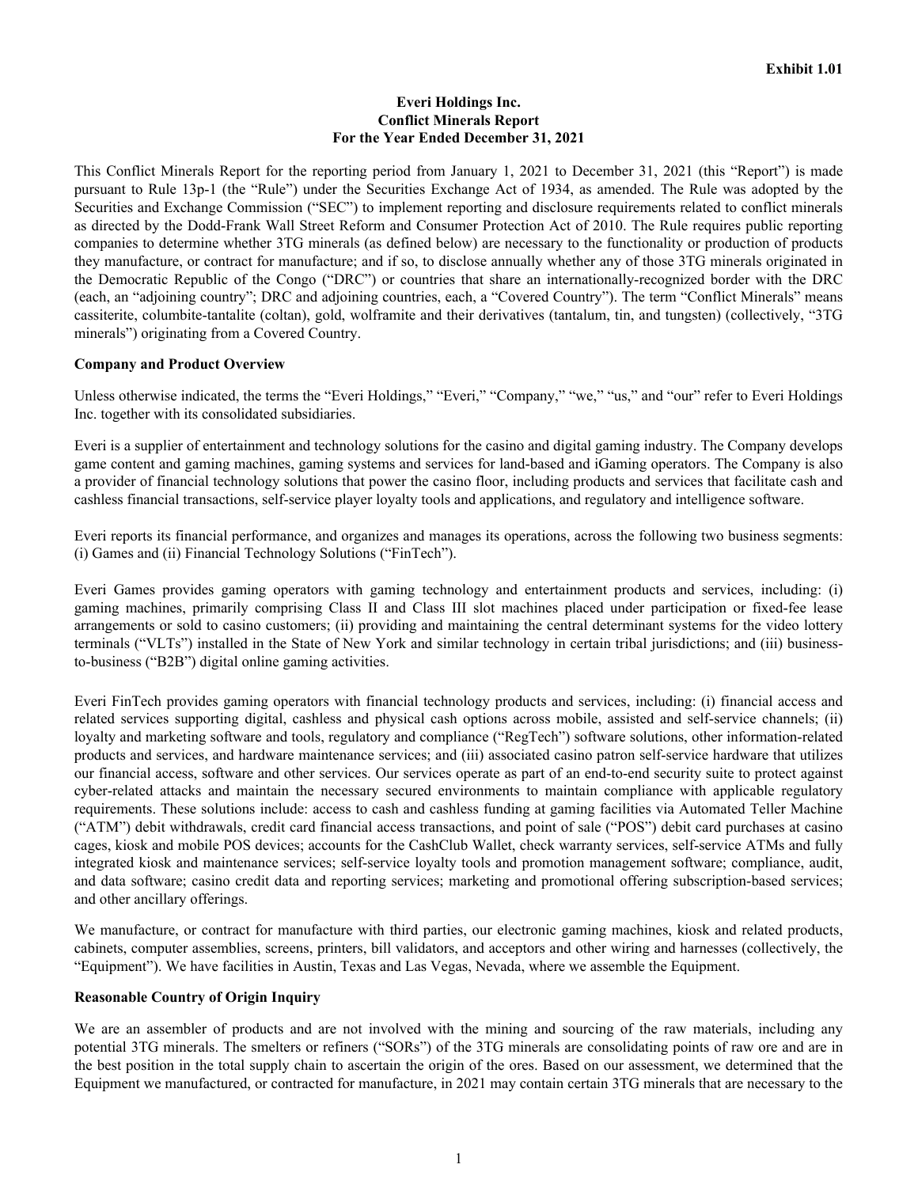**Exhibit 1.01**

**Everi Holdings Inc.**
**Conflict Minerals Report**
**For the Year Ended December 31, 2021**

This Conflict Minerals Report for the reporting period from January 1, 2021 to December 31, 2021 (this "Report") is made pursuant to Rule 13p-1 (the "Rule") under the Securities Exchange Act of 1934, as amended. The Rule was adopted by the Securities and Exchange Commission ("SEC") to implement reporting and disclosure requirements related to conflict minerals as directed by the Dodd-Frank Wall Street Reform and Consumer Protection Act of 2010. The Rule requires public reporting companies to determine whether 3TG minerals (as defined below) are necessary to the functionality or production of products they manufacture, or contract for manufacture; and if so, to disclose annually whether any of those 3TG minerals originated in the Democratic Republic of the Congo ("DRC") or countries that share an internationally-recognized border with the DRC (each, an "adjoining country"; DRC and adjoining countries, each, a "Covered Country"). The term "Conflict Minerals" means cassiterite, columbite-tantalite (coltan), gold, wolframite and their derivatives (tantalum, tin, and tungsten) (collectively, "3TG minerals") originating from a Covered Country.

**Company and Product Overview**

Unless otherwise indicated, the terms the "Everi Holdings," "Everi," "Company," "we," "us," and "our" refer to Everi Holdings Inc. together with its consolidated subsidiaries.

Everi is a supplier of entertainment and technology solutions for the casino and digital gaming industry. The Company develops game content and gaming machines, gaming systems and services for land-based and iGaming operators. The Company is also a provider of financial technology solutions that power the casino floor, including products and services that facilitate cash and cashless financial transactions, self-service player loyalty tools and applications, and regulatory and intelligence software.

Everi reports its financial performance, and organizes and manages its operations, across the following two business segments: (i) Games and (ii) Financial Technology Solutions ("FinTech").

Everi Games provides gaming operators with gaming technology and entertainment products and services, including: (i) gaming machines, primarily comprising Class II and Class III slot machines placed under participation or fixed-fee lease arrangements or sold to casino customers; (ii) providing and maintaining the central determinant systems for the video lottery terminals ("VLTs") installed in the State of New York and similar technology in certain tribal jurisdictions; and (iii) business-to-business ("B2B") digital online gaming activities.

Everi FinTech provides gaming operators with financial technology products and services, including: (i) financial access and related services supporting digital, cashless and physical cash options across mobile, assisted and self-service channels; (ii) loyalty and marketing software and tools, regulatory and compliance ("RegTech") software solutions, other information-related products and services, and hardware maintenance services; and (iii) associated casino patron self-service hardware that utilizes our financial access, software and other services. Our services operate as part of an end-to-end security suite to protect against cyber-related attacks and maintain the necessary secured environments to maintain compliance with applicable regulatory requirements. These solutions include: access to cash and cashless funding at gaming facilities via Automated Teller Machine ("ATM") debit withdrawals, credit card financial access transactions, and point of sale ("POS") debit card purchases at casino cages, kiosk and mobile POS devices; accounts for the CashClub Wallet, check warranty services, self-service ATMs and fully integrated kiosk and maintenance services; self-service loyalty tools and promotion management software; compliance, audit, and data software; casino credit data and reporting services; marketing and promotional offering subscription-based services; and other ancillary offerings.

We manufacture, or contract for manufacture with third parties, our electronic gaming machines, kiosk and related products, cabinets, computer assemblies, screens, printers, bill validators, and acceptors and other wiring and harnesses (collectively, the "Equipment"). We have facilities in Austin, Texas and Las Vegas, Nevada, where we assemble the Equipment.

**Reasonable Country of Origin Inquiry**

We are an assembler of products and are not involved with the mining and sourcing of the raw materials, including any potential 3TG minerals. The smelters or refiners ("SORs") of the 3TG minerals are consolidating points of raw ore and are in the best position in the total supply chain to ascertain the origin of the ores. Based on our assessment, we determined that the Equipment we manufactured, or contracted for manufacture, in 2021 may contain certain 3TG minerals that are necessary to the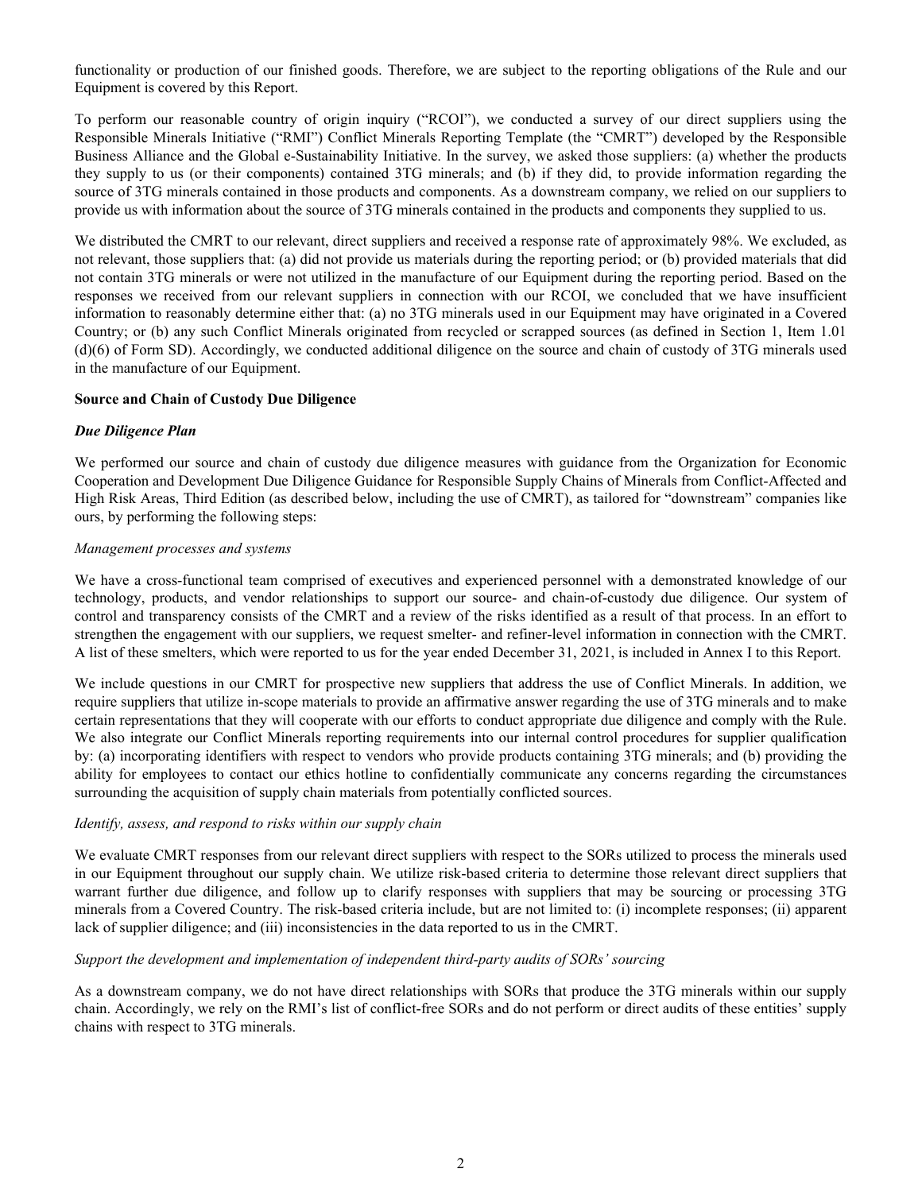functionality or production of our finished goods. Therefore, we are subject to the reporting obligations of the Rule and our Equipment is covered by this Report.

To perform our reasonable country of origin inquiry ("RCOI"), we conducted a survey of our direct suppliers using the Responsible Minerals Initiative ("RMI") Conflict Minerals Reporting Template (the "CMRT") developed by the Responsible Business Alliance and the Global e-Sustainability Initiative. In the survey, we asked those suppliers: (a) whether the products they supply to us (or their components) contained 3TG minerals; and (b) if they did, to provide information regarding the source of 3TG minerals contained in those products and components. As a downstream company, we relied on our suppliers to provide us with information about the source of 3TG minerals contained in the products and components they supplied to us.

We distributed the CMRT to our relevant, direct suppliers and received a response rate of approximately 98%. We excluded, as not relevant, those suppliers that: (a) did not provide us materials during the reporting period; or (b) provided materials that did not contain 3TG minerals or were not utilized in the manufacture of our Equipment during the reporting period. Based on the responses we received from our relevant suppliers in connection with our RCOI, we concluded that we have insufficient information to reasonably determine either that: (a) no 3TG minerals used in our Equipment may have originated in a Covered Country; or (b) any such Conflict Minerals originated from recycled or scrapped sources (as defined in Section 1, Item 1.01 (d)(6) of Form SD). Accordingly, we conducted additional diligence on the source and chain of custody of 3TG minerals used in the manufacture of our Equipment.

**Source and Chain of Custody Due Diligence**

***Due Diligence Plan***

We performed our source and chain of custody due diligence measures with guidance from the Organization for Economic Cooperation and Development Due Diligence Guidance for Responsible Supply Chains of Minerals from Conflict-Affected and High Risk Areas, Third Edition (as described below, including the use of CMRT), as tailored for "downstream" companies like ours, by performing the following steps:

*Management processes and systems*

We have a cross-functional team comprised of executives and experienced personnel with a demonstrated knowledge of our technology, products, and vendor relationships to support our source- and chain-of-custody due diligence. Our system of control and transparency consists of the CMRT and a review of the risks identified as a result of that process. In an effort to strengthen the engagement with our suppliers, we request smelter- and refiner-level information in connection with the CMRT. A list of these smelters, which were reported to us for the year ended December 31, 2021, is included in Annex I to this Report.

We include questions in our CMRT for prospective new suppliers that address the use of Conflict Minerals. In addition, we require suppliers that utilize in-scope materials to provide an affirmative answer regarding the use of 3TG minerals and to make certain representations that they will cooperate with our efforts to conduct appropriate due diligence and comply with the Rule. We also integrate our Conflict Minerals reporting requirements into our internal control procedures for supplier qualification by: (a) incorporating identifiers with respect to vendors who provide products containing 3TG minerals; and (b) providing the ability for employees to contact our ethics hotline to confidentially communicate any concerns regarding the circumstances surrounding the acquisition of supply chain materials from potentially conflicted sources.

*Identify, assess, and respond to risks within our supply chain*

We evaluate CMRT responses from our relevant direct suppliers with respect to the SORs utilized to process the minerals used in our Equipment throughout our supply chain. We utilize risk-based criteria to determine those relevant direct suppliers that warrant further due diligence, and follow up to clarify responses with suppliers that may be sourcing or processing 3TG minerals from a Covered Country. The risk-based criteria include, but are not limited to: (i) incomplete responses; (ii) apparent lack of supplier diligence; and (iii) inconsistencies in the data reported to us in the CMRT.

*Support the development and implementation of independent third-party audits of SORs' sourcing*

As a downstream company, we do not have direct relationships with SORs that produce the 3TG minerals within our supply chain. Accordingly, we rely on the RMI's list of conflict-free SORs and do not perform or direct audits of these entities' supply chains with respect to 3TG minerals.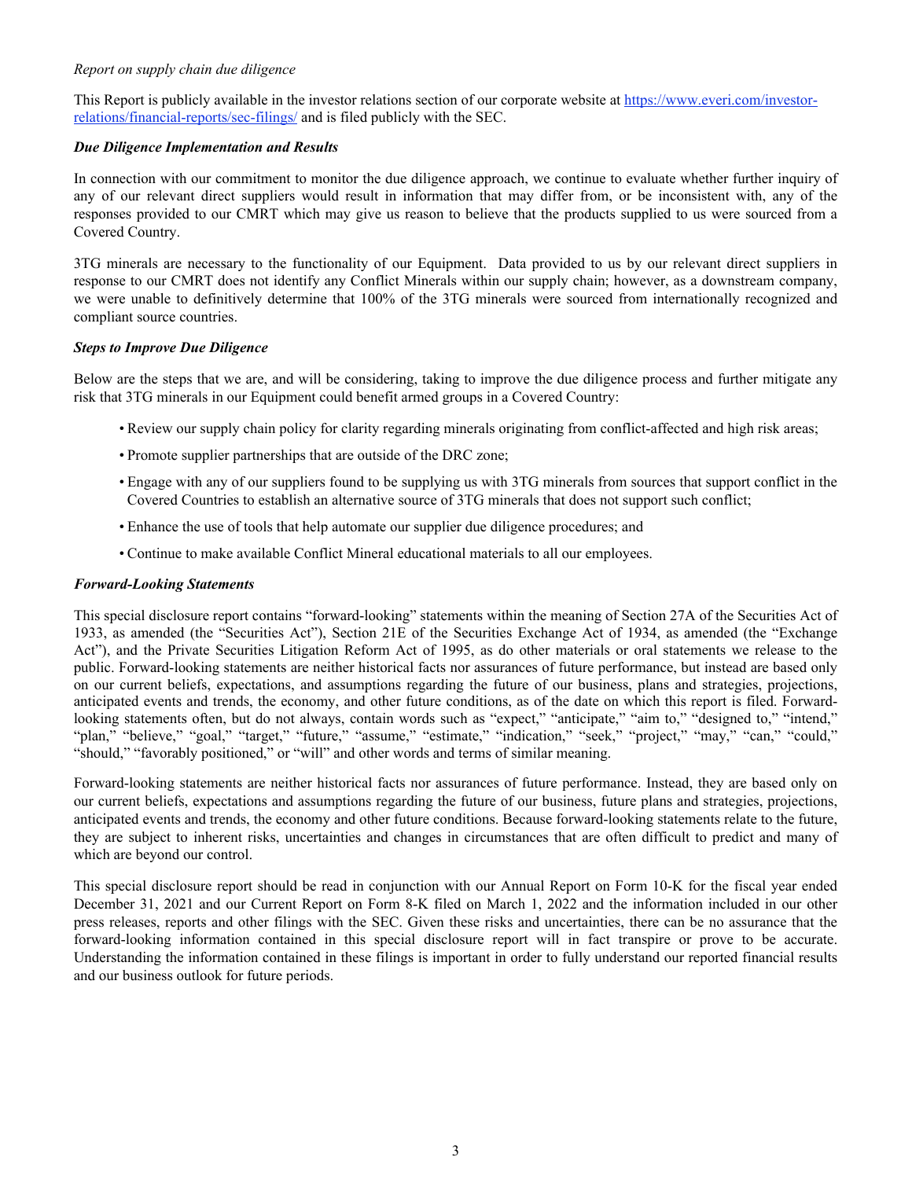*Report on supply chain due diligence*

This Report is publicly available in the investor relations section of our corporate website at [https://www.everi.com/investor-relations/financial-reports/sec-filings/](https://www.everi.com/investor-relations/financial-reports/sec-filings/) and is filed publicly with the SEC.

***Due Diligence Implementation and Results***

In connection with our commitment to monitor the due diligence approach, we continue to evaluate whether further inquiry of any of our relevant direct suppliers would result in information that may differ from, or be inconsistent with, any of the responses provided to our CMRT which may give us reason to believe that the products supplied to us were sourced from a Covered Country.

3TG minerals are necessary to the functionality of our Equipment. Data provided to us by our relevant direct suppliers in response to our CMRT does not identify any Conflict Minerals within our supply chain; however, as a downstream company, we were unable to definitively determine that 100% of the 3TG minerals were sourced from internationally recognized and compliant source countries.

***Steps to Improve Due Diligence***

Below are the steps that we are, and will be considering, taking to improve the due diligence process and further mitigate any risk that 3TG minerals in our Equipment could benefit armed groups in a Covered Country:

- Review our supply chain policy for clarity regarding minerals originating from conflict-affected and high risk areas;
- Promote supplier partnerships that are outside of the DRC zone;
- Engage with any of our suppliers found to be supplying us with 3TG minerals from sources that support conflict in the Covered Countries to establish an alternative source of 3TG minerals that does not support such conflict;
- Enhance the use of tools that help automate our supplier due diligence procedures; and
- Continue to make available Conflict Mineral educational materials to all our employees.

***Forward-Looking Statements***

This special disclosure report contains "forward-looking" statements within the meaning of Section 27A of the Securities Act of 1933, as amended (the "Securities Act"), Section 21E of the Securities Exchange Act of 1934, as amended (the "Exchange Act"), and the Private Securities Litigation Reform Act of 1995, as do other materials or oral statements we release to the public. Forward-looking statements are neither historical facts nor assurances of future performance, but instead are based only on our current beliefs, expectations, and assumptions regarding the future of our business, plans and strategies, projections, anticipated events and trends, the economy, and other future conditions, as of the date on which this report is filed. Forward-looking statements often, but do not always, contain words such as "expect," "anticipate," "aim to," "designed to," "intend," "plan," "believe," "goal," "target," "future," "assume," "estimate," "indication," "seek," "project," "may," "can," "could," "should," "favorably positioned," or "will" and other words and terms of similar meaning.

Forward-looking statements are neither historical facts nor assurances of future performance. Instead, they are based only on our current beliefs, expectations and assumptions regarding the future of our business, future plans and strategies, projections, anticipated events and trends, the economy and other future conditions. Because forward-looking statements relate to the future, they are subject to inherent risks, uncertainties and changes in circumstances that are often difficult to predict and many of which are beyond our control.

This special disclosure report should be read in conjunction with our Annual Report on Form 10-K for the fiscal year ended December 31, 2021 and our Current Report on Form 8-K filed on March 1, 2022 and the information included in our other press releases, reports and other filings with the SEC. Given these risks and uncertainties, there can be no assurance that the forward-looking information contained in this special disclosure report will in fact transpire or prove to be accurate. Understanding the information contained in these filings is important in order to fully understand our reported financial results and our business outlook for future periods.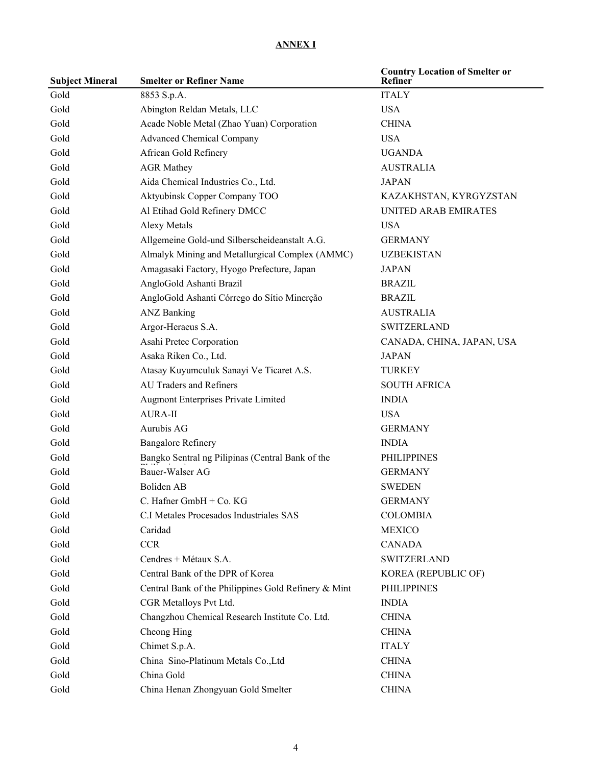**ANNEX I**

| Subject Mineral | Smelter or Refiner Name | Country Location of Smelter or Refiner |
| --- | --- | --- |
| Gold | 8853 S.p.A. | ITALY |
| Gold | Abington Reldan Metals, LLC | USA |
| Gold | Acade Noble Metal (Zhao Yuan) Corporation | CHINA |
| Gold | Advanced Chemical Company | USA |
| Gold | African Gold Refinery | UGANDA |
| Gold | AGR Mathey | AUSTRALIA |
| Gold | Aida Chemical Industries Co., Ltd. | JAPAN |
| Gold | Aktyubinsk Copper Company TOO | KAZAKHSTAN, KYRGYZSTAN |
| Gold | Al Etihad Gold Refinery DMCC | UNITED ARAB EMIRATES |
| Gold | Alexy Metals | USA |
| Gold | Allgemeine Gold-und Silberscheideanstalt A.G. | GERMANY |
| Gold | Almalyk Mining and Metallurgical Complex (AMMC) | UZBEKISTAN |
| Gold | Amagasaki Factory, Hyogo Prefecture, Japan | JAPAN |
| Gold | AngloGold Ashanti Brazil | BRAZIL |
| Gold | AngloGold Ashanti Córrego do Sítio Minerção | BRAZIL |
| Gold | ANZ Banking | AUSTRALIA |
| Gold | Argor-Heraeus S.A. | SWITZERLAND |
| Gold | Asahi Pretec Corporation | CANADA, CHINA, JAPAN, USA |
| Gold | Asaka Riken Co., Ltd. | JAPAN |
| Gold | Atasay Kuyumculuk Sanayi Ve Ticaret A.S. | TURKEY |
| Gold | AU Traders and Refiners | SOUTH AFRICA |
| Gold | Augmont Enterprises Private Limited | INDIA |
| Gold | AURA-II | USA |
| Gold | Aurubis AG | GERMANY |
| Gold | Bangalore Refinery | INDIA |
| Gold | Bangko Sentral ng Pilipinas (Central Bank of the | PHILIPPINES |
| Gold | Bauer-Walser AG | GERMANY |
| Gold | Boliden AB | SWEDEN |
| Gold | C. Hafner GmbH + Co. KG | GERMANY |
| Gold | C.I Metales Procesados Industriales SAS | COLOMBIA |
| Gold | Caridad | MEXICO |
| Gold | CCR | CANADA |
| Gold | Cendres + Métaux S.A. | SWITZERLAND |
| Gold | Central Bank of the DPR of Korea | KOREA (REPUBLIC OF) |
| Gold | Central Bank of the Philippines Gold Refinery & Mint | PHILIPPINES |
| Gold | CGR Metalloys Pvt Ltd. | INDIA |
| Gold | Changzhou Chemical Research Institute Co. Ltd. | CHINA |
| Gold | Cheong Hing | CHINA |
| Gold | Chimet S.p.A. | ITALY |
| Gold | China Sino-Platinum Metals Co.,Ltd | CHINA |
| Gold | China Gold | CHINA |
| Gold | China Henan Zhongyuan Gold Smelter | CHINA |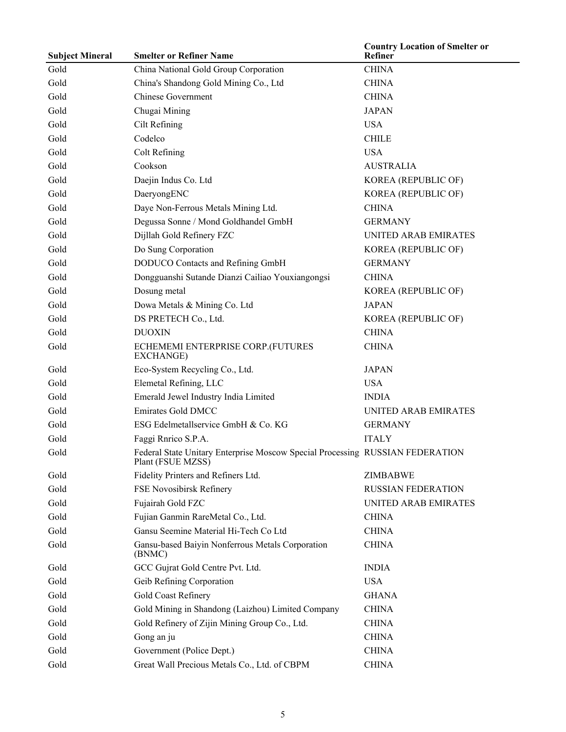| Subject Mineral | Smelter or Refiner Name | Country Location of Smelter or Refiner |
|---|---|---|
| Gold | China National Gold Group Corporation | CHINA |
| Gold | China's Shandong Gold Mining Co., Ltd | CHINA |
| Gold | Chinese Government | CHINA |
| Gold | Chugai Mining | JAPAN |
| Gold | Cilt Refining | USA |
| Gold | Codelco | CHILE |
| Gold | Colt Refining | USA |
| Gold | Cookson | AUSTRALIA |
| Gold | Daejin Indus Co. Ltd | KOREA (REPUBLIC OF) |
| Gold | DaeryongENC | KOREA (REPUBLIC OF) |
| Gold | Daye Non-Ferrous Metals Mining Ltd. | CHINA |
| Gold | Degussa Sonne / Mond Goldhandel GmbH | GERMANY |
| Gold | Dijllah Gold Refinery FZC | UNITED ARAB EMIRATES |
| Gold | Do Sung Corporation | KOREA (REPUBLIC OF) |
| Gold | DODUCO Contacts and Refining GmbH | GERMANY |
| Gold | Dongguanshi Sutande Dianzi Cailiao Youxiangongsi | CHINA |
| Gold | Dosung metal | KOREA (REPUBLIC OF) |
| Gold | Dowa Metals & Mining Co. Ltd | JAPAN |
| Gold | DS PRETECH Co., Ltd. | KOREA (REPUBLIC OF) |
| Gold | DUOXIN | CHINA |
| Gold | ECHEMEMI ENTERPRISE CORP.(FUTURES EXCHANGE) | CHINA |
| Gold | Eco-System Recycling Co., Ltd. | JAPAN |
| Gold | Elemetal Refining, LLC | USA |
| Gold | Emerald Jewel Industry India Limited | INDIA |
| Gold | Emirates Gold DMCC | UNITED ARAB EMIRATES |
| Gold | ESG Edelmetallservice GmbH & Co. KG | GERMANY |
| Gold | Faggi Rnrico S.P.A. | ITALY |
| Gold | Federal State Unitary Enterprise Moscow Special Processing Plant (FSUE MZSS) | RUSSIAN FEDERATION |
| Gold | Fidelity Printers and Refiners Ltd. | ZIMBABWE |
| Gold | FSE Novosibirsk Refinery | RUSSIAN FEDERATION |
| Gold | Fujairah Gold FZC | UNITED ARAB EMIRATES |
| Gold | Fujian Ganmin RareMetal Co., Ltd. | CHINA |
| Gold | Gansu Seemine Material Hi-Tech Co Ltd | CHINA |
| Gold | Gansu-based Baiyin Nonferrous Metals Corporation (BNMC) | CHINA |
| Gold | GCC Gujrat Gold Centre Pvt. Ltd. | INDIA |
| Gold | Geib Refining Corporation | USA |
| Gold | Gold Coast Refinery | GHANA |
| Gold | Gold Mining in Shandong (Laizhou) Limited Company | CHINA |
| Gold | Gold Refinery of Zijin Mining Group Co., Ltd. | CHINA |
| Gold | Gong an ju | CHINA |
| Gold | Government (Police Dept.) | CHINA |
| Gold | Great Wall Precious Metals Co., Ltd. of CBPM | CHINA |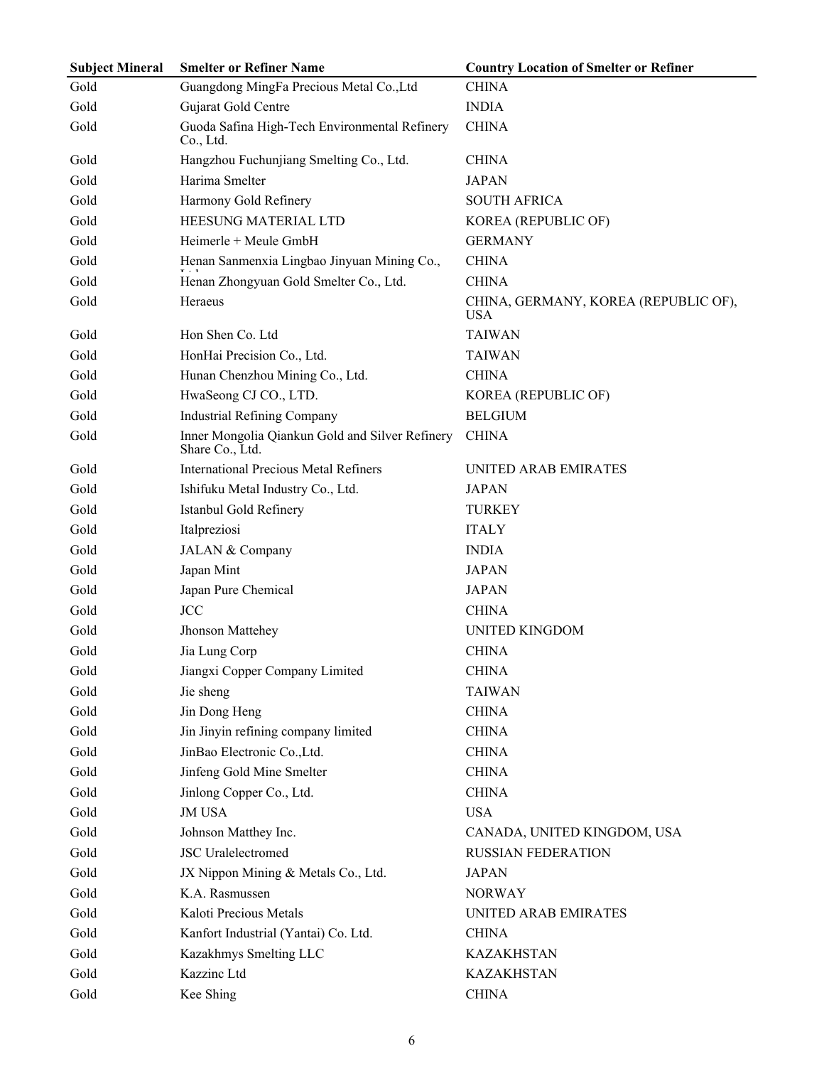| Subject Mineral | Smelter or Refiner Name | Country Location of Smelter or Refiner |
|---|---|---|
| Gold | Guangdong MingFa Precious Metal Co.,Ltd | CHINA |
| Gold | Gujarat Gold Centre | INDIA |
| Gold | Guoda Safina High-Tech Environmental Refinery Co., Ltd. | CHINA |
| Gold | Hangzhou Fuchunjiang Smelting Co., Ltd. | CHINA |
| Gold | Harima Smelter | JAPAN |
| Gold | Harmony Gold Refinery | SOUTH AFRICA |
| Gold | HEESUNG MATERIAL LTD | KOREA (REPUBLIC OF) |
| Gold | Heimerle + Meule GmbH | GERMANY |
| Gold | Henan Sanmenxia Lingbao Jinyuan Mining Co., Ltd | CHINA |
| Gold | Henan Zhongyuan Gold Smelter Co., Ltd. | CHINA |
| Gold | Heraeus | CHINA, GERMANY, KOREA (REPUBLIC OF), USA |
| Gold | Hon Shen Co. Ltd | TAIWAN |
| Gold | HonHai Precision Co., Ltd. | TAIWAN |
| Gold | Hunan Chenzhou Mining Co., Ltd. | CHINA |
| Gold | HwaSeong CJ CO., LTD. | KOREA (REPUBLIC OF) |
| Gold | Industrial Refining Company | BELGIUM |
| Gold | Inner Mongolia Qiankun Gold and Silver Refinery Share Co., Ltd. | CHINA |
| Gold | International Precious Metal Refiners | UNITED ARAB EMIRATES |
| Gold | Ishifuku Metal Industry Co., Ltd. | JAPAN |
| Gold | Istanbul Gold Refinery | TURKEY |
| Gold | Italpreziosi | ITALY |
| Gold | JALAN & Company | INDIA |
| Gold | Japan Mint | JAPAN |
| Gold | Japan Pure Chemical | JAPAN |
| Gold | JCC | CHINA |
| Gold | Jhonson Mattehey | UNITED KINGDOM |
| Gold | Jia Lung Corp | CHINA |
| Gold | Jiangxi Copper Company Limited | CHINA |
| Gold | Jie sheng | TAIWAN |
| Gold | Jin Dong Heng | CHINA |
| Gold | Jin Jinyin refining company limited | CHINA |
| Gold | JinBao Electronic Co.,Ltd. | CHINA |
| Gold | Jinfeng Gold Mine Smelter | CHINA |
| Gold | Jinlong Copper Co., Ltd. | CHINA |
| Gold | JM USA | USA |
| Gold | Johnson Matthey Inc. | CANADA, UNITED KINGDOM, USA |
| Gold | JSC Uralelectromed | RUSSIAN FEDERATION |
| Gold | JX Nippon Mining & Metals Co., Ltd. | JAPAN |
| Gold | K.A. Rasmussen | NORWAY |
| Gold | Kaloti Precious Metals | UNITED ARAB EMIRATES |
| Gold | Kanfort Industrial (Yantai) Co. Ltd. | CHINA |
| Gold | Kazakhmys Smelting LLC | KAZAKHSTAN |
| Gold | Kazzinc Ltd | KAZAKHSTAN |
| Gold | Kee Shing | CHINA |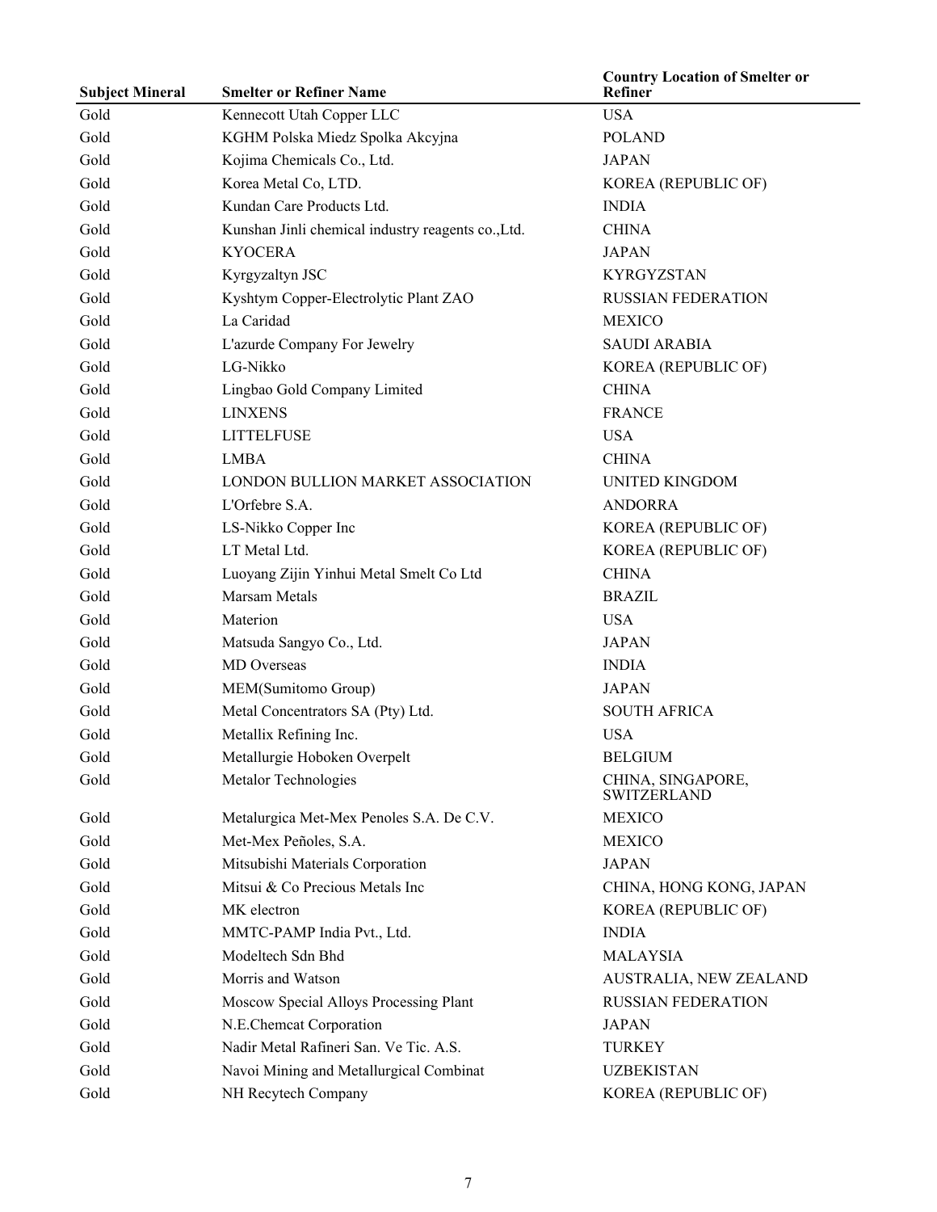| Subject Mineral | Smelter or Refiner Name | Country Location of Smelter or Refiner |
|---|---|---|
| Gold | Kennecott Utah Copper LLC | USA |
| Gold | KGHM Polska Miedz Spolka Akcyjna | POLAND |
| Gold | Kojima Chemicals Co., Ltd. | JAPAN |
| Gold | Korea Metal Co, LTD. | KOREA (REPUBLIC OF) |
| Gold | Kundan Care Products Ltd. | INDIA |
| Gold | Kunshan Jinli chemical industry reagents co.,Ltd. | CHINA |
| Gold | KYOCERA | JAPAN |
| Gold | Kyrgyzaltyn JSC | KYRGYZSTAN |
| Gold | Kyshtym Copper-Electrolytic Plant ZAO | RUSSIAN FEDERATION |
| Gold | La Caridad | MEXICO |
| Gold | L'azurde Company For Jewelry | SAUDI ARABIA |
| Gold | LG-Nikko | KOREA (REPUBLIC OF) |
| Gold | Lingbao Gold Company Limited | CHINA |
| Gold | LINXENS | FRANCE |
| Gold | LITTELFUSE | USA |
| Gold | LMBA | CHINA |
| Gold | LONDON BULLION MARKET ASSOCIATION | UNITED KINGDOM |
| Gold | L'Orfebre S.A. | ANDORRA |
| Gold | LS-Nikko Copper Inc | KOREA (REPUBLIC OF) |
| Gold | LT Metal Ltd. | KOREA (REPUBLIC OF) |
| Gold | Luoyang Zijin Yinhui Metal Smelt Co Ltd | CHINA |
| Gold | Marsam Metals | BRAZIL |
| Gold | Materion | USA |
| Gold | Matsuda Sangyo Co., Ltd. | JAPAN |
| Gold | MD Overseas | INDIA |
| Gold | MEM(Sumitomo Group) | JAPAN |
| Gold | Metal Concentrators SA (Pty) Ltd. | SOUTH AFRICA |
| Gold | Metallix Refining Inc. | USA |
| Gold | Metallurgie Hoboken Overpelt | BELGIUM |
| Gold | Metalor Technologies | CHINA, SINGAPORE, SWITZERLAND |
| Gold | Metalurgica Met-Mex Penoles S.A. De C.V. | MEXICO |
| Gold | Met-Mex Peñoles, S.A. | MEXICO |
| Gold | Mitsubishi Materials Corporation | JAPAN |
| Gold | Mitsui & Co Precious Metals Inc | CHINA, HONG KONG, JAPAN |
| Gold | MK electron | KOREA (REPUBLIC OF) |
| Gold | MMTC-PAMP India Pvt., Ltd. | INDIA |
| Gold | Modeltech Sdn Bhd | MALAYSIA |
| Gold | Morris and Watson | AUSTRALIA, NEW ZEALAND |
| Gold | Moscow Special Alloys Processing Plant | RUSSIAN FEDERATION |
| Gold | N.E.Chemcat Corporation | JAPAN |
| Gold | Nadir Metal Rafineri San. Ve Tic. A.S. | TURKEY |
| Gold | Navoi Mining and Metallurgical Combinat | UZBEKISTAN |
| Gold | NH Recytech Company | KOREA (REPUBLIC OF) |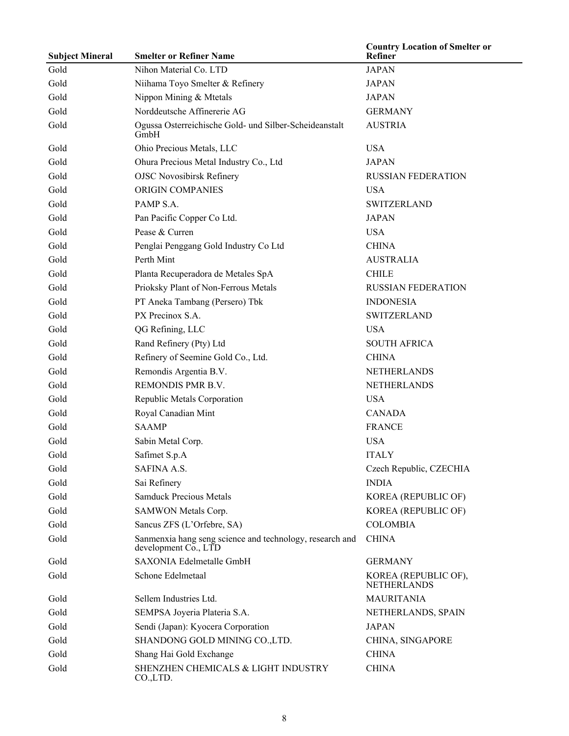| Subject Mineral | Smelter or Refiner Name | Country Location of Smelter or Refiner |
|---|---|---|
| Gold | Nihon Material Co. LTD | JAPAN |
| Gold | Niihama Toyo Smelter & Refinery | JAPAN |
| Gold | Nippon Mining & Mtetals | JAPAN |
| Gold | Norddeutsche Affinererie AG | GERMANY |
| Gold | Ogussa Osterreichische Gold- und Silber-Scheideanstalt GmbH | AUSTRIA |
| Gold | Ohio Precious Metals, LLC | USA |
| Gold | Ohura Precious Metal Industry Co., Ltd | JAPAN |
| Gold | OJSC Novosibirsk Refinery | RUSSIAN FEDERATION |
| Gold | ORIGIN COMPANIES | USA |
| Gold | PAMP S.A. | SWITZERLAND |
| Gold | Pan Pacific Copper Co Ltd. | JAPAN |
| Gold | Pease & Curren | USA |
| Gold | Penglai Penggang Gold Industry Co Ltd | CHINA |
| Gold | Perth Mint | AUSTRALIA |
| Gold | Planta Recuperadora de Metales SpA | CHILE |
| Gold | Prioksky Plant of Non-Ferrous Metals | RUSSIAN FEDERATION |
| Gold | PT Aneka Tambang (Persero) Tbk | INDONESIA |
| Gold | PX Precinox S.A. | SWITZERLAND |
| Gold | QG Refining, LLC | USA |
| Gold | Rand Refinery (Pty) Ltd | SOUTH AFRICA |
| Gold | Refinery of Seemine Gold Co., Ltd. | CHINA |
| Gold | Remondis Argentia B.V. | NETHERLANDS |
| Gold | REMONDIS PMR B.V. | NETHERLANDS |
| Gold | Republic Metals Corporation | USA |
| Gold | Royal Canadian Mint | CANADA |
| Gold | SAAMP | FRANCE |
| Gold | Sabin Metal Corp. | USA |
| Gold | Safimet S.p.A | ITALY |
| Gold | SAFINA A.S. | Czech Republic, CZECHIA |
| Gold | Sai Refinery | INDIA |
| Gold | Samduck Precious Metals | KOREA (REPUBLIC OF) |
| Gold | SAMWON Metals Corp. | KOREA (REPUBLIC OF) |
| Gold | Sancus ZFS (L'Orfebre, SA) | COLOMBIA |
| Gold | Sanmenxia hang seng science and technology, research and development Co., LTD | CHINA |
| Gold | SAXONIA Edelmetalle GmbH | GERMANY |
| Gold | Schone Edelmetaal | KOREA (REPUBLIC OF), NETHERLANDS |
| Gold | Sellem Industries Ltd. | MAURITANIA |
| Gold | SEMPSA Joyeria Plateria S.A. | NETHERLANDS, SPAIN |
| Gold | Sendi (Japan): Kyocera Corporation | JAPAN |
| Gold | SHANDONG GOLD MINING CO.,LTD. | CHINA, SINGAPORE |
| Gold | Shang Hai Gold Exchange | CHINA |
| Gold | SHENZHEN CHEMICALS & LIGHT INDUSTRY CO.,LTD. | CHINA |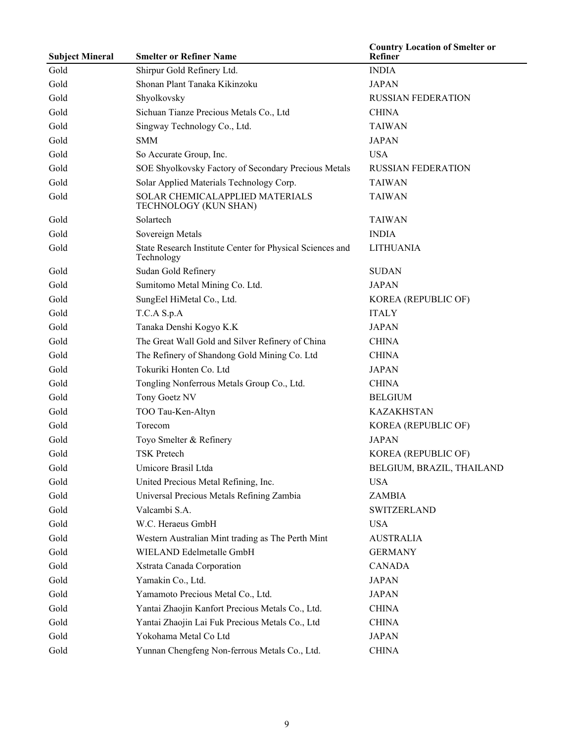| Subject Mineral | Smelter or Refiner Name | Country Location of Smelter or Refiner |
|---|---|---|
| Gold | Shirpur Gold Refinery Ltd. | INDIA |
| Gold | Shonan Plant Tanaka Kikinzoku | JAPAN |
| Gold | Shyolkovsky | RUSSIAN FEDERATION |
| Gold | Sichuan Tianze Precious Metals Co., Ltd | CHINA |
| Gold | Singway Technology Co., Ltd. | TAIWAN |
| Gold | SMM | JAPAN |
| Gold | So Accurate Group, Inc. | USA |
| Gold | SOE Shyolkovsky Factory of Secondary Precious Metals | RUSSIAN FEDERATION |
| Gold | Solar Applied Materials Technology Corp. | TAIWAN |
| Gold | SOLAR CHEMICALAPPLIED MATERIALS TECHNOLOGY (KUN SHAN) | TAIWAN |
| Gold | Solartech | TAIWAN |
| Gold | Sovereign Metals | INDIA |
| Gold | State Research Institute Center for Physical Sciences and Technology | LITHUANIA |
| Gold | Sudan Gold Refinery | SUDAN |
| Gold | Sumitomo Metal Mining Co. Ltd. | JAPAN |
| Gold | SungEel HiMetal Co., Ltd. | KOREA (REPUBLIC OF) |
| Gold | T.C.A S.p.A | ITALY |
| Gold | Tanaka Denshi Kogyo K.K | JAPAN |
| Gold | The Great Wall Gold and Silver Refinery of China | CHINA |
| Gold | The Refinery of Shandong Gold Mining Co. Ltd | CHINA |
| Gold | Tokuriki Honten Co. Ltd | JAPAN |
| Gold | Tongling Nonferrous Metals Group Co., Ltd. | CHINA |
| Gold | Tony Goetz NV | BELGIUM |
| Gold | TOO Tau-Ken-Altyn | KAZAKHSTAN |
| Gold | Torecom | KOREA (REPUBLIC OF) |
| Gold | Toyo Smelter & Refinery | JAPAN |
| Gold | TSK Pretech | KOREA (REPUBLIC OF) |
| Gold | Umicore Brasil Ltda | BELGIUM, BRAZIL, THAILAND |
| Gold | United Precious Metal Refining, Inc. | USA |
| Gold | Universal Precious Metals Refining Zambia | ZAMBIA |
| Gold | Valcambi S.A. | SWITZERLAND |
| Gold | W.C. Heraeus GmbH | USA |
| Gold | Western Australian Mint trading as The Perth Mint | AUSTRALIA |
| Gold | WIELAND Edelmetalle GmbH | GERMANY |
| Gold | Xstrata Canada Corporation | CANADA |
| Gold | Yamakin Co., Ltd. | JAPAN |
| Gold | Yamamoto Precious Metal Co., Ltd. | JAPAN |
| Gold | Yantai Zhaojin Kanfort Precious Metals Co., Ltd. | CHINA |
| Gold | Yantai Zhaojin Lai Fuk Precious Metals Co., Ltd | CHINA |
| Gold | Yokohama Metal Co Ltd | JAPAN |
| Gold | Yunnan Chengfeng Non-ferrous Metals Co., Ltd. | CHINA |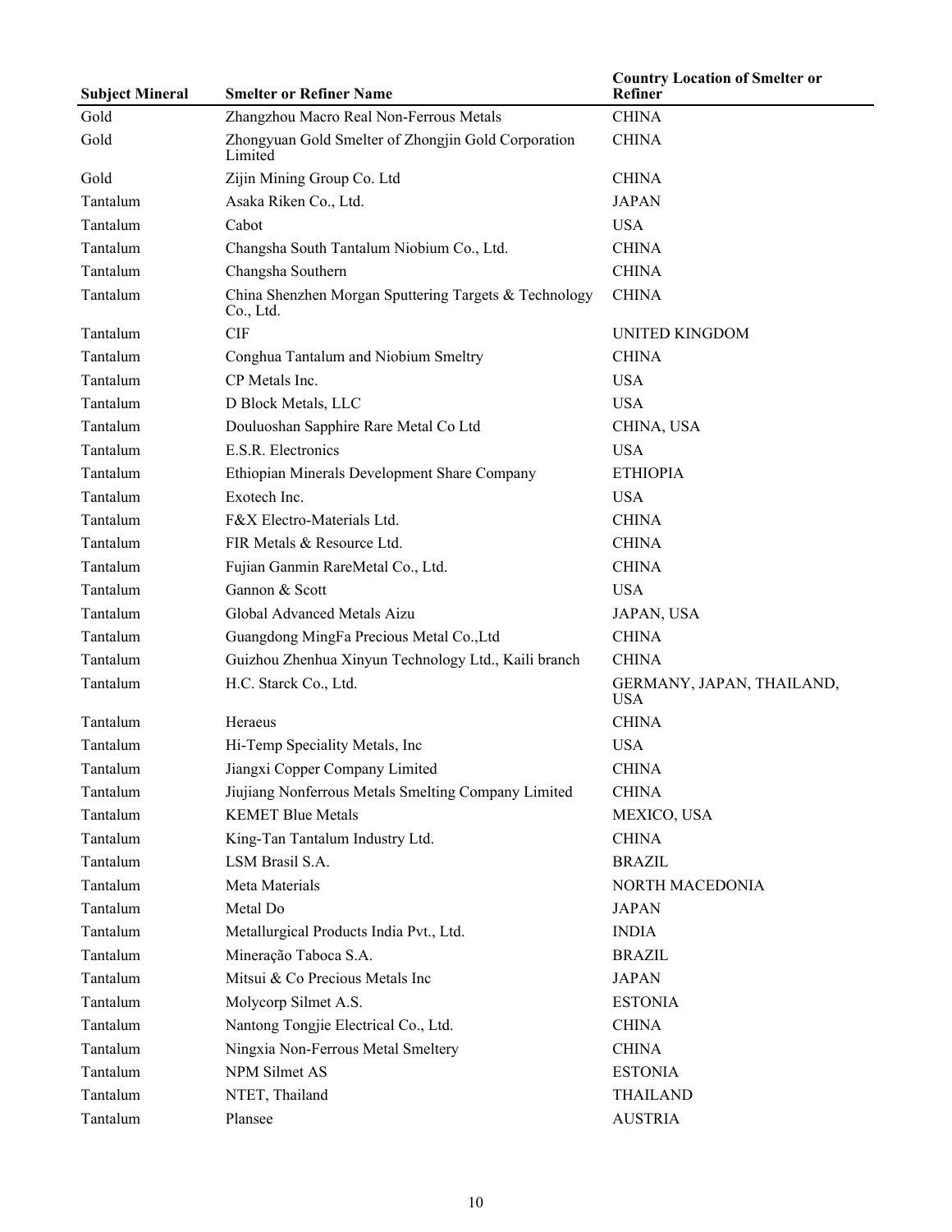| Subject Mineral | Smelter or Refiner Name | Country Location of Smelter or Refiner |
|---|---|---|
| Gold | Zhangzhou Macro Real Non-Ferrous Metals | CHINA |
| Gold | Zhongyuan Gold Smelter of Zhongjin Gold Corporation Limited | CHINA |
| Gold | Zijin Mining Group Co. Ltd | CHINA |
| Tantalum | Asaka Riken Co., Ltd. | JAPAN |
| Tantalum | Cabot | USA |
| Tantalum | Changsha South Tantalum Niobium Co., Ltd. | CHINA |
| Tantalum | Changsha Southern | CHINA |
| Tantalum | China Shenzhen Morgan Sputtering Targets & Technology Co., Ltd. | CHINA |
| Tantalum | CIF | UNITED KINGDOM |
| Tantalum | Conghua Tantalum and Niobium Smeltry | CHINA |
| Tantalum | CP Metals Inc. | USA |
| Tantalum | D Block Metals, LLC | USA |
| Tantalum | Douluoshan Sapphire Rare Metal Co Ltd | CHINA, USA |
| Tantalum | E.S.R. Electronics | USA |
| Tantalum | Ethiopian Minerals Development Share Company | ETHIOPIA |
| Tantalum | Exotech Inc. | USA |
| Tantalum | F&X Electro-Materials Ltd. | CHINA |
| Tantalum | FIR Metals & Resource Ltd. | CHINA |
| Tantalum | Fujian Ganmin RareMetal Co., Ltd. | CHINA |
| Tantalum | Gannon & Scott | USA |
| Tantalum | Global Advanced Metals Aizu | JAPAN, USA |
| Tantalum | Guangdong MingFa Precious Metal Co.,Ltd | CHINA |
| Tantalum | Guizhou Zhenhua Xinyun Technology Ltd., Kaili branch | CHINA |
| Tantalum | H.C. Starck Co., Ltd. | GERMANY, JAPAN, THAILAND, USA |
| Tantalum | Heraeus | CHINA |
| Tantalum | Hi-Temp Speciality Metals, Inc | USA |
| Tantalum | Jiangxi Copper Company Limited | CHINA |
| Tantalum | Jiujiang Nonferrous Metals Smelting Company Limited | CHINA |
| Tantalum | KEMET Blue Metals | MEXICO, USA |
| Tantalum | King-Tan Tantalum Industry Ltd. | CHINA |
| Tantalum | LSM Brasil S.A. | BRAZIL |
| Tantalum | Meta Materials | NORTH MACEDONIA |
| Tantalum | Metal Do | JAPAN |
| Tantalum | Metallurgical Products India Pvt., Ltd. | INDIA |
| Tantalum | Mineração Taboca S.A. | BRAZIL |
| Tantalum | Mitsui & Co Precious Metals Inc | JAPAN |
| Tantalum | Molycorp Silmet A.S. | ESTONIA |
| Tantalum | Nantong Tongjie Electrical Co., Ltd. | CHINA |
| Tantalum | Ningxia Non-Ferrous Metal Smeltery | CHINA |
| Tantalum | NPM Silmet AS | ESTONIA |
| Tantalum | NTET, Thailand | THAILAND |
| Tantalum | Plansee | AUSTRIA |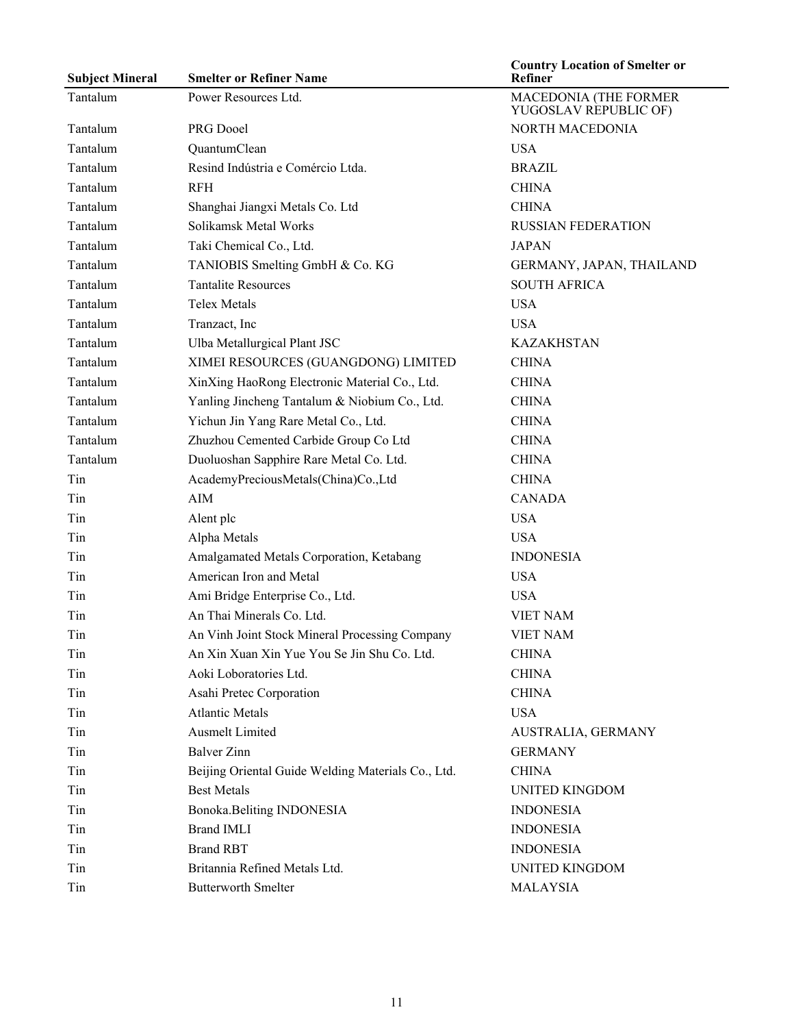| Subject Mineral | Smelter or Refiner Name | Country Location of Smelter or Refiner |
|---|---|---|
| Tantalum | Power Resources Ltd. | MACEDONIA (THE FORMER YUGOSLAV REPUBLIC OF) |
| Tantalum | PRG Dooel | NORTH MACEDONIA |
| Tantalum | QuantumClean | USA |
| Tantalum | Resind Indústria e Comércio Ltda. | BRAZIL |
| Tantalum | RFH | CHINA |
| Tantalum | Shanghai Jiangxi Metals Co. Ltd | CHINA |
| Tantalum | Solikamsk Metal Works | RUSSIAN FEDERATION |
| Tantalum | Taki Chemical Co., Ltd. | JAPAN |
| Tantalum | TANIOBIS Smelting GmbH & Co. KG | GERMANY, JAPAN, THAILAND |
| Tantalum | Tantalite Resources | SOUTH AFRICA |
| Tantalum | Telex Metals | USA |
| Tantalum | Tranzact, Inc | USA |
| Tantalum | Ulba Metallurgical Plant JSC | KAZAKHSTAN |
| Tantalum | XIMEI RESOURCES (GUANGDONG) LIMITED | CHINA |
| Tantalum | XinXing HaoRong Electronic Material Co., Ltd. | CHINA |
| Tantalum | Yanling Jincheng Tantalum & Niobium Co., Ltd. | CHINA |
| Tantalum | Yichun Jin Yang Rare Metal Co., Ltd. | CHINA |
| Tantalum | Zhuzhou Cemented Carbide Group Co Ltd | CHINA |
| Tantalum | Duoluoshan Sapphire Rare Metal Co. Ltd. | CHINA |
| Tin | AcademyPreciousMetals(China)Co.,Ltd | CHINA |
| Tin | AIM | CANADA |
| Tin | Alent plc | USA |
| Tin | Alpha Metals | USA |
| Tin | Amalgamated Metals Corporation, Ketabang | INDONESIA |
| Tin | American Iron and Metal | USA |
| Tin | Ami Bridge Enterprise Co., Ltd. | USA |
| Tin | An Thai Minerals Co. Ltd. | VIET NAM |
| Tin | An Vinh Joint Stock Mineral Processing Company | VIET NAM |
| Tin | An Xin Xuan Xin Yue You Se Jin Shu Co. Ltd. | CHINA |
| Tin | Aoki Loboratories Ltd. | CHINA |
| Tin | Asahi Pretec Corporation | CHINA |
| Tin | Atlantic Metals | USA |
| Tin | Ausmelt Limited | AUSTRALIA, GERMANY |
| Tin | Balver Zinn | GERMANY |
| Tin | Beijing Oriental Guide Welding Materials Co., Ltd. | CHINA |
| Tin | Best Metals | UNITED KINGDOM |
| Tin | Bonoka.Beliting INDONESIA | INDONESIA |
| Tin | Brand IMLI | INDONESIA |
| Tin | Brand RBT | INDONESIA |
| Tin | Britannia Refined Metals Ltd. | UNITED KINGDOM |
| Tin | Butterworth Smelter | MALAYSIA |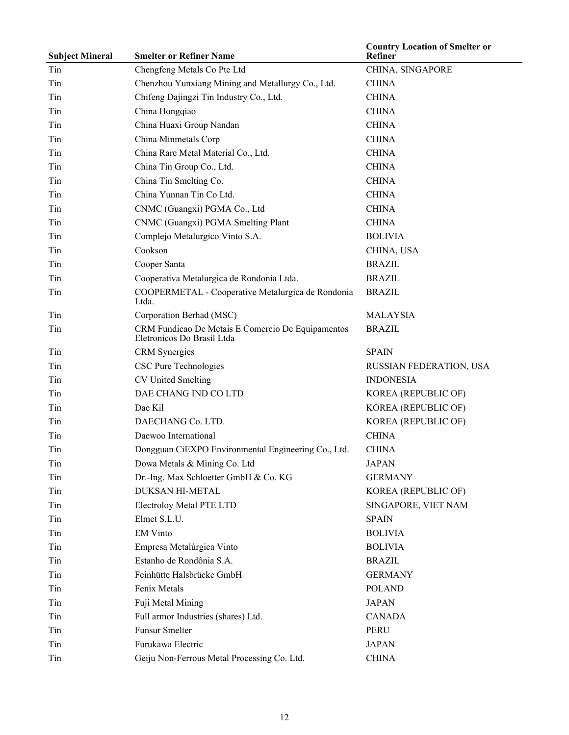| Subject Mineral | Smelter or Refiner Name | Country Location of Smelter or Refiner |
|---|---|---|
| Tin | Chengfeng Metals Co Pte Ltd | CHINA, SINGAPORE |
| Tin | Chenzhou Yunxiang Mining and Metallurgy Co., Ltd. | CHINA |
| Tin | Chifeng Dajingzi Tin Industry Co., Ltd. | CHINA |
| Tin | China Hongqiao | CHINA |
| Tin | China Huaxi Group Nandan | CHINA |
| Tin | China Minmetals Corp | CHINA |
| Tin | China Rare Metal Material Co., Ltd. | CHINA |
| Tin | China Tin Group Co., Ltd. | CHINA |
| Tin | China Tin Smelting Co. | CHINA |
| Tin | China Yunnan Tin Co Ltd. | CHINA |
| Tin | CNMC (Guangxi) PGMA Co., Ltd | CHINA |
| Tin | CNMC (Guangxi) PGMA Smelting Plant | CHINA |
| Tin | Complejo Metalurgico Vinto S.A. | BOLIVIA |
| Tin | Cookson | CHINA, USA |
| Tin | Cooper Santa | BRAZIL |
| Tin | Cooperativa Metalurgica de Rondonia Ltda. | BRAZIL |
| Tin | COOPERMETAL - Cooperative Metalurgica de Rondonia Ltda. | BRAZIL |
| Tin | Corporation Berhad (MSC) | MALAYSIA |
| Tin | CRM Fundicao De Metais E Comercio De Equipamentos Eletronicos Do Brasil Ltda | BRAZIL |
| Tin | CRM Synergies | SPAIN |
| Tin | CSC Pure Technologies | RUSSIAN FEDERATION, USA |
| Tin | CV United Smelting | INDONESIA |
| Tin | DAE CHANG IND CO LTD | KOREA (REPUBLIC OF) |
| Tin | Dae Kil | KOREA (REPUBLIC OF) |
| Tin | DAECHANG Co. LTD. | KOREA (REPUBLIC OF) |
| Tin | Daewoo International | CHINA |
| Tin | Dongguan CiEXPO Environmental Engineering Co., Ltd. | CHINA |
| Tin | Dowa Metals & Mining Co. Ltd | JAPAN |
| Tin | Dr.-Ing. Max Schloetter GmbH & Co. KG | GERMANY |
| Tin | DUKSAN HI-METAL | KOREA (REPUBLIC OF) |
| Tin | Electroloy Metal PTE LTD | SINGAPORE, VIET NAM |
| Tin | Elmet S.L.U. | SPAIN |
| Tin | EM Vinto | BOLIVIA |
| Tin | Empresa Metalúrgica Vinto | BOLIVIA |
| Tin | Estanho de Rondônia S.A. | BRAZIL |
| Tin | Feinhütte Halsbrücke GmbH | GERMANY |
| Tin | Fenix Metals | POLAND |
| Tin | Fuji Metal Mining | JAPAN |
| Tin | Full armor Industries (shares) Ltd. | CANADA |
| Tin | Funsur Smelter | PERU |
| Tin | Furukawa Electric | JAPAN |
| Tin | Geiju Non-Ferrous Metal Processing Co. Ltd. | CHINA |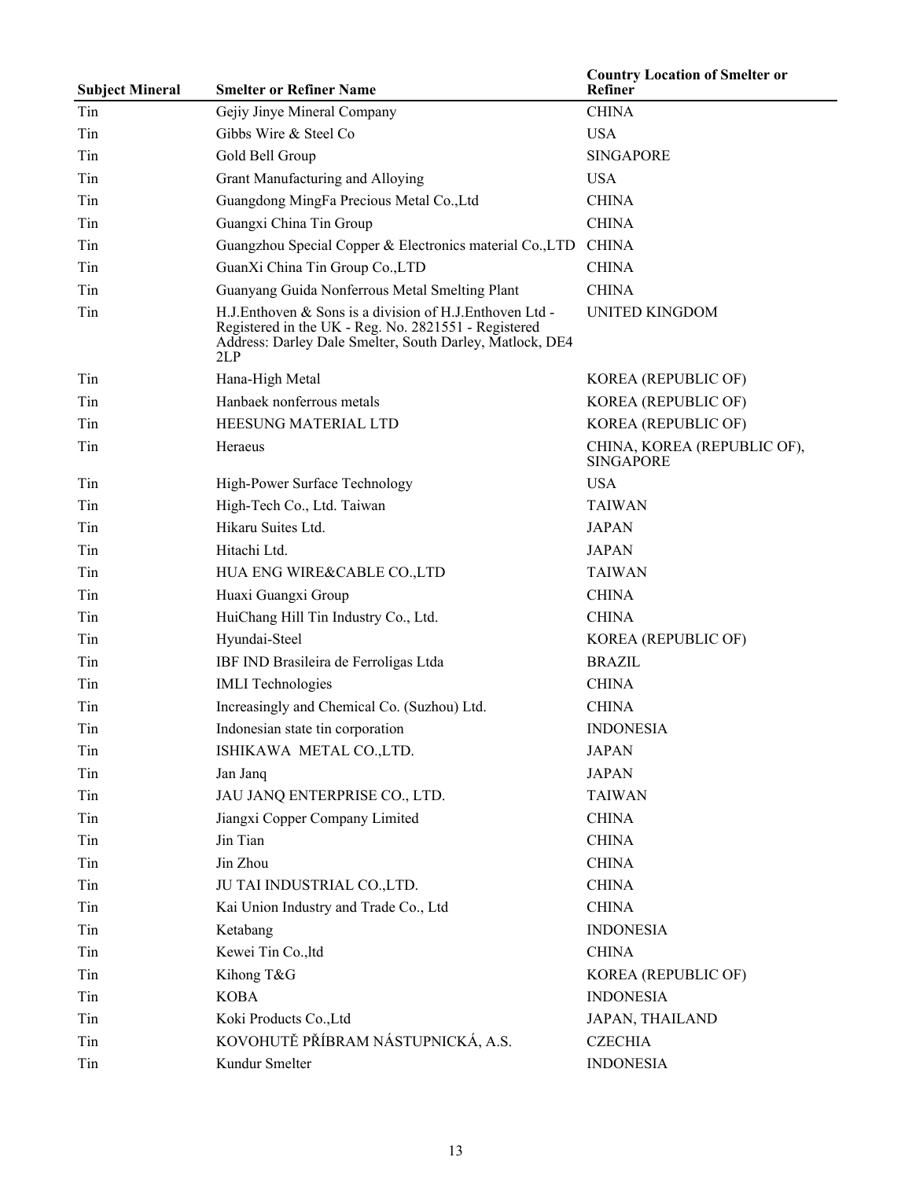| Subject Mineral | Smelter or Refiner Name | Country Location of Smelter or Refiner |
|---|---|---|
| Tin | Gejiy Jinye Mineral Company | CHINA |
| Tin | Gibbs Wire & Steel Co | USA |
| Tin | Gold Bell Group | SINGAPORE |
| Tin | Grant Manufacturing and Alloying | USA |
| Tin | Guangdong MingFa Precious Metal Co.,Ltd | CHINA |
| Tin | Guangxi China Tin Group | CHINA |
| Tin | Guangzhou Special Copper & Electronics material Co.,LTD | CHINA |
| Tin | GuanXi China Tin Group Co.,LTD | CHINA |
| Tin | Guanyang Guida Nonferrous Metal Smelting Plant | CHINA |
| Tin | H.J.Enthoven & Sons is a division of H.J.Enthoven Ltd - Registered in the UK - Reg. No. 2821551 - Registered Address: Darley Dale Smelter, South Darley, Matlock, DE4 2LP | UNITED KINGDOM |
| Tin | Hana-High Metal | KOREA (REPUBLIC OF) |
| Tin | Hanbaek nonferrous metals | KOREA (REPUBLIC OF) |
| Tin | HEESUNG MATERIAL LTD | KOREA (REPUBLIC OF) |
| Tin | Heraeus | CHINA, KOREA (REPUBLIC OF), SINGAPORE |
| Tin | High-Power Surface Technology | USA |
| Tin | High-Tech Co., Ltd. Taiwan | TAIWAN |
| Tin | Hikaru Suites Ltd. | JAPAN |
| Tin | Hitachi Ltd. | JAPAN |
| Tin | HUA ENG WIRE&CABLE CO.,LTD | TAIWAN |
| Tin | Huaxi Guangxi Group | CHINA |
| Tin | HuiChang Hill Tin Industry Co., Ltd. | CHINA |
| Tin | Hyundai-Steel | KOREA (REPUBLIC OF) |
| Tin | IBF IND Brasileira de Ferroligas Ltda | BRAZIL |
| Tin | IMLI Technologies | CHINA |
| Tin | Increasingly and Chemical Co. (Suzhou) Ltd. | CHINA |
| Tin | Indonesian state tin corporation | INDONESIA |
| Tin | ISHIKAWA METAL CO.,LTD. | JAPAN |
| Tin | Jan Janq | JAPAN |
| Tin | JAU JANQ ENTERPRISE CO., LTD. | TAIWAN |
| Tin | Jiangxi Copper Company Limited | CHINA |
| Tin | Jin Tian | CHINA |
| Tin | Jin Zhou | CHINA |
| Tin | JU TAI INDUSTRIAL CO.,LTD. | CHINA |
| Tin | Kai Union Industry and Trade Co., Ltd | CHINA |
| Tin | Ketabang | INDONESIA |
| Tin | Kewei Tin Co.,ltd | CHINA |
| Tin | Kihong T&G | KOREA (REPUBLIC OF) |
| Tin | KOBA | INDONESIA |
| Tin | Koki Products Co.,Ltd | JAPAN, THAILAND |
| Tin | KOVOHUTĚ PŘÍBRAM NÁSTUPNICKÁ, A.S. | CZECHIA |
| Tin | Kundur Smelter | INDONESIA |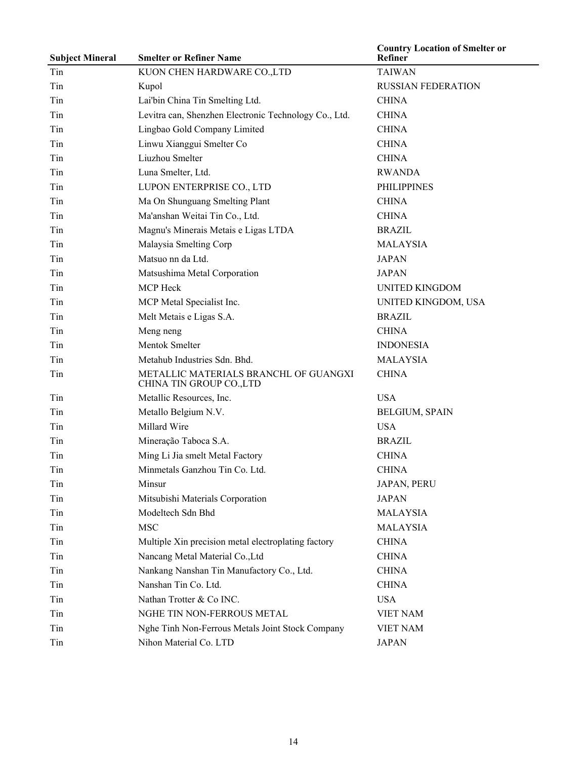| Subject Mineral | Smelter or Refiner Name | Country Location of Smelter or Refiner |
|---|---|---|
| Tin | KUON CHEN HARDWARE CO.,LTD | TAIWAN |
| Tin | Kupol | RUSSIAN FEDERATION |
| Tin | Lai'bin China Tin Smelting Ltd. | CHINA |
| Tin | Levitra can, Shenzhen Electronic Technology Co., Ltd. | CHINA |
| Tin | Lingbao Gold Company Limited | CHINA |
| Tin | Linwu Xianggui Smelter Co | CHINA |
| Tin | Liuzhou Smelter | CHINA |
| Tin | Luna Smelter, Ltd. | RWANDA |
| Tin | LUPON ENTERPRISE CO., LTD | PHILIPPINES |
| Tin | Ma On Shunguang Smelting Plant | CHINA |
| Tin | Ma'anshan Weitai Tin Co., Ltd. | CHINA |
| Tin | Magnu's Minerais Metais e Ligas LTDA | BRAZIL |
| Tin | Malaysia Smelting Corp | MALAYSIA |
| Tin | Matsuo nn da Ltd. | JAPAN |
| Tin | Matsushima Metal Corporation | JAPAN |
| Tin | MCP Heck | UNITED KINGDOM |
| Tin | MCP Metal Specialist Inc. | UNITED KINGDOM, USA |
| Tin | Melt Metais e Ligas S.A. | BRAZIL |
| Tin | Meng neng | CHINA |
| Tin | Mentok Smelter | INDONESIA |
| Tin | Metahub Industries Sdn. Bhd. | MALAYSIA |
| Tin | METALLIC MATERIALS BRANCHL OF GUANGXI CHINA TIN GROUP CO.,LTD | CHINA |
| Tin | Metallic Resources, Inc. | USA |
| Tin | Metallo Belgium N.V. | BELGIUM, SPAIN |
| Tin | Millard Wire | USA |
| Tin | Mineração Taboca S.A. | BRAZIL |
| Tin | Ming Li Jia smelt Metal Factory | CHINA |
| Tin | Minmetals Ganzhou Tin Co. Ltd. | CHINA |
| Tin | Minsur | JAPAN, PERU |
| Tin | Mitsubishi Materials Corporation | JAPAN |
| Tin | Modeltech Sdn Bhd | MALAYSIA |
| Tin | MSC | MALAYSIA |
| Tin | Multiple Xin precision metal electroplating factory | CHINA |
| Tin | Nancang Metal Material Co.,Ltd | CHINA |
| Tin | Nankang Nanshan Tin Manufactory Co., Ltd. | CHINA |
| Tin | Nanshan Tin Co. Ltd. | CHINA |
| Tin | Nathan Trotter & Co INC. | USA |
| Tin | NGHE TIN NON-FERROUS METAL | VIET NAM |
| Tin | Nghe Tinh Non-Ferrous Metals Joint Stock Company | VIET NAM |
| Tin | Nihon Material Co. LTD | JAPAN |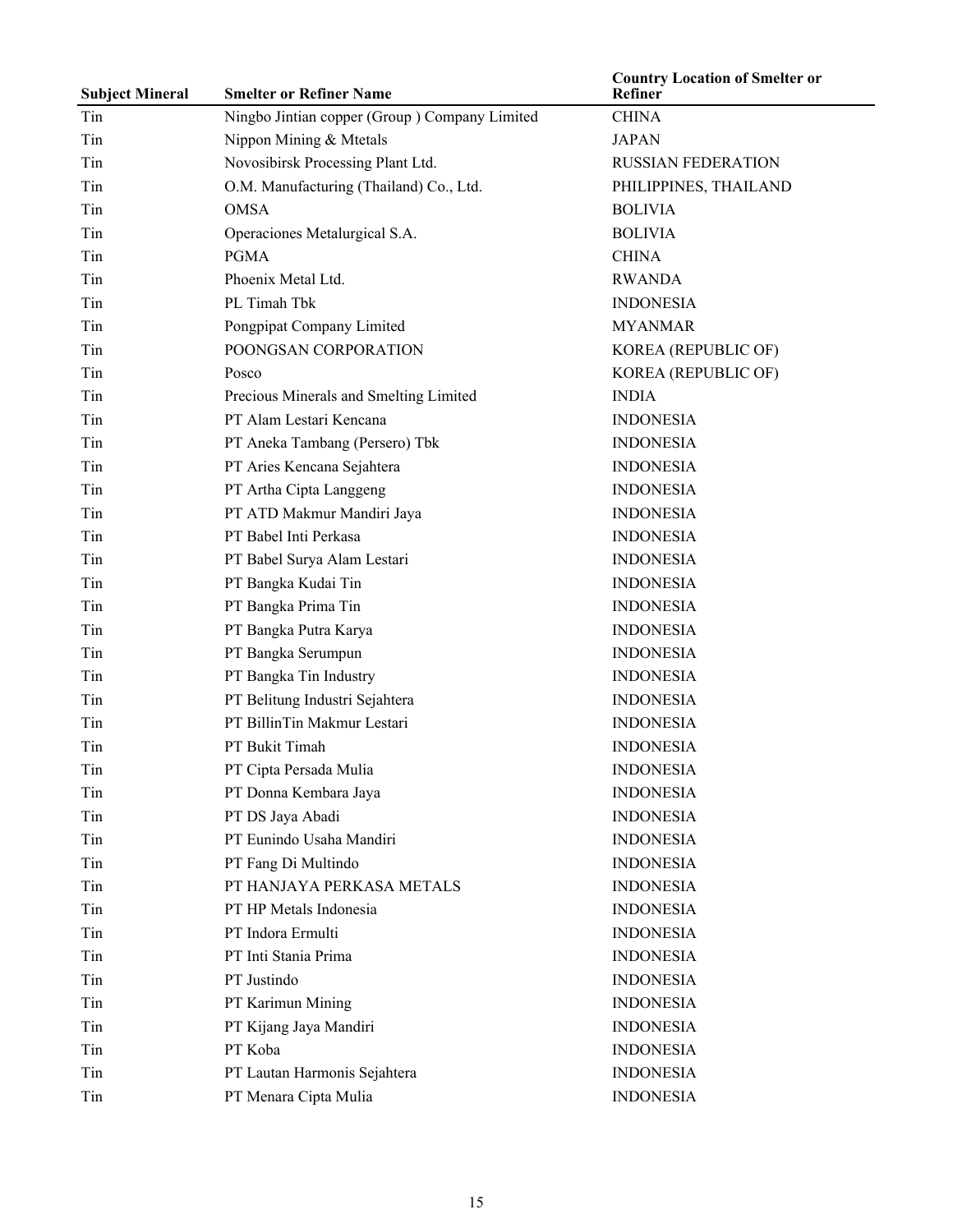| Subject Mineral | Smelter or Refiner Name | Country Location of Smelter or Refiner |
|---|---|---|
| Tin | Ningbo Jintian copper (Group ) Company Limited | CHINA |
| Tin | Nippon Mining & Mtetals | JAPAN |
| Tin | Novosibirsk Processing Plant Ltd. | RUSSIAN FEDERATION |
| Tin | O.M. Manufacturing (Thailand) Co., Ltd. | PHILIPPINES, THAILAND |
| Tin | OMSA | BOLIVIA |
| Tin | Operaciones Metalurgical S.A. | BOLIVIA |
| Tin | PGMA | CHINA |
| Tin | Phoenix Metal Ltd. | RWANDA |
| Tin | PL Timah Tbk | INDONESIA |
| Tin | Pongpipat Company Limited | MYANMAR |
| Tin | POONGSAN CORPORATION | KOREA (REPUBLIC OF) |
| Tin | Posco | KOREA (REPUBLIC OF) |
| Tin | Precious Minerals and Smelting Limited | INDIA |
| Tin | PT Alam Lestari Kencana | INDONESIA |
| Tin | PT Aneka Tambang (Persero) Tbk | INDONESIA |
| Tin | PT Aries Kencana Sejahtera | INDONESIA |
| Tin | PT Artha Cipta Langgeng | INDONESIA |
| Tin | PT ATD Makmur Mandiri Jaya | INDONESIA |
| Tin | PT Babel Inti Perkasa | INDONESIA |
| Tin | PT Babel Surya Alam Lestari | INDONESIA |
| Tin | PT Bangka Kudai Tin | INDONESIA |
| Tin | PT Bangka Prima Tin | INDONESIA |
| Tin | PT Bangka Putra Karya | INDONESIA |
| Tin | PT Bangka Serumpun | INDONESIA |
| Tin | PT Bangka Tin Industry | INDONESIA |
| Tin | PT Belitung Industri Sejahtera | INDONESIA |
| Tin | PT BillinTin Makmur Lestari | INDONESIA |
| Tin | PT Bukit Timah | INDONESIA |
| Tin | PT Cipta Persada Mulia | INDONESIA |
| Tin | PT Donna Kembara Jaya | INDONESIA |
| Tin | PT DS Jaya Abadi | INDONESIA |
| Tin | PT Eunindo Usaha Mandiri | INDONESIA |
| Tin | PT Fang Di Multindo | INDONESIA |
| Tin | PT HANJAYA PERKASA METALS | INDONESIA |
| Tin | PT HP Metals Indonesia | INDONESIA |
| Tin | PT Indora Ermulti | INDONESIA |
| Tin | PT Inti Stania Prima | INDONESIA |
| Tin | PT Justindo | INDONESIA |
| Tin | PT Karimun Mining | INDONESIA |
| Tin | PT Kijang Jaya Mandiri | INDONESIA |
| Tin | PT Koba | INDONESIA |
| Tin | PT Lautan Harmonis Sejahtera | INDONESIA |
| Tin | PT Menara Cipta Mulia | INDONESIA |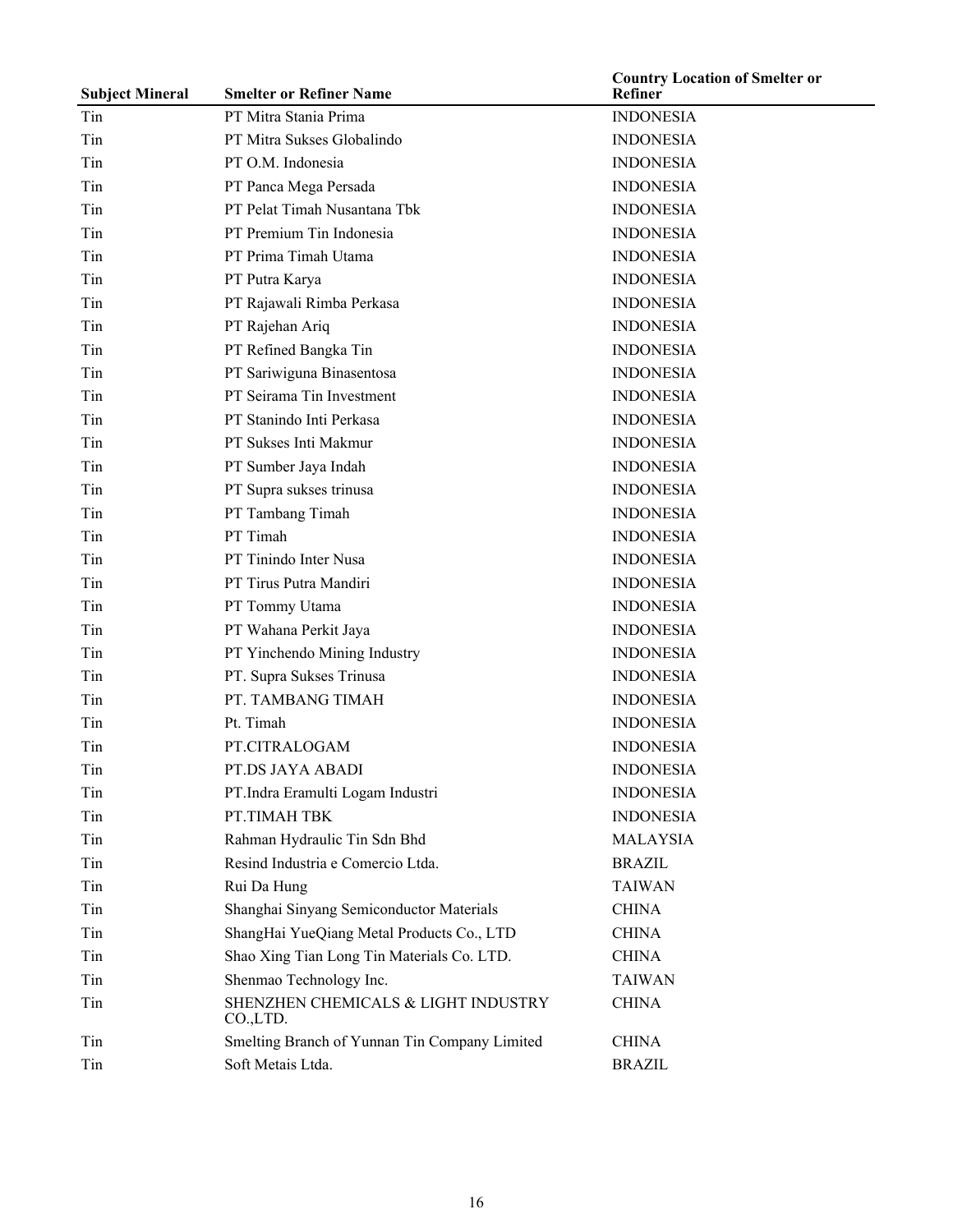| Subject Mineral | Smelter or Refiner Name | Country Location of Smelter or Refiner |
|---|---|---|
| Tin | PT Mitra Stania Prima | INDONESIA |
| Tin | PT Mitra Sukses Globalindo | INDONESIA |
| Tin | PT O.M. Indonesia | INDONESIA |
| Tin | PT Panca Mega Persada | INDONESIA |
| Tin | PT Pelat Timah Nusantana Tbk | INDONESIA |
| Tin | PT Premium Tin Indonesia | INDONESIA |
| Tin | PT Prima Timah Utama | INDONESIA |
| Tin | PT Putra Karya | INDONESIA |
| Tin | PT Rajawali Rimba Perkasa | INDONESIA |
| Tin | PT Rajehan Ariq | INDONESIA |
| Tin | PT Refined Bangka Tin | INDONESIA |
| Tin | PT Sariwiguna Binasentosa | INDONESIA |
| Tin | PT Seirama Tin Investment | INDONESIA |
| Tin | PT Stanindo Inti Perkasa | INDONESIA |
| Tin | PT Sukses Inti Makmur | INDONESIA |
| Tin | PT Sumber Jaya Indah | INDONESIA |
| Tin | PT Supra sukses trinusa | INDONESIA |
| Tin | PT Tambang Timah | INDONESIA |
| Tin | PT Timah | INDONESIA |
| Tin | PT Tinindo Inter Nusa | INDONESIA |
| Tin | PT Tirus Putra Mandiri | INDONESIA |
| Tin | PT Tommy Utama | INDONESIA |
| Tin | PT Wahana Perkit Jaya | INDONESIA |
| Tin | PT Yinchendo Mining Industry | INDONESIA |
| Tin | PT. Supra Sukses Trinusa | INDONESIA |
| Tin | PT. TAMBANG TIMAH | INDONESIA |
| Tin | Pt. Timah | INDONESIA |
| Tin | PT.CITRALOGAM | INDONESIA |
| Tin | PT.DS JAYA ABADI | INDONESIA |
| Tin | PT.Indra Eramulti Logam Industri | INDONESIA |
| Tin | PT.TIMAH TBK | INDONESIA |
| Tin | Rahman Hydraulic Tin Sdn Bhd | MALAYSIA |
| Tin | Resind Industria e Comercio Ltda. | BRAZIL |
| Tin | Rui Da Hung | TAIWAN |
| Tin | Shanghai Sinyang Semiconductor Materials | CHINA |
| Tin | ShangHai YueQiang Metal Products Co., LTD | CHINA |
| Tin | Shao Xing Tian Long Tin Materials Co. LTD. | CHINA |
| Tin | Shenmao Technology Inc. | TAIWAN |
| Tin | SHENZHEN CHEMICALS & LIGHT INDUSTRY CO.,LTD. | CHINA |
| Tin | Smelting Branch of Yunnan Tin Company Limited | CHINA |
| Tin | Soft Metais Ltda. | BRAZIL |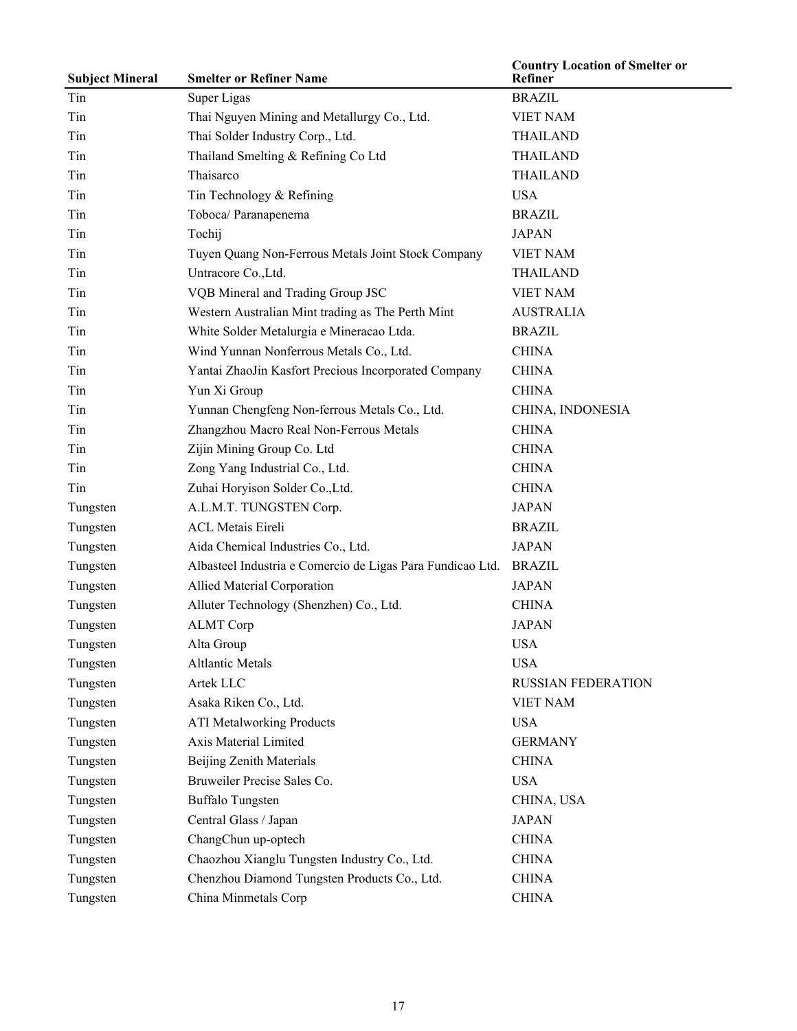| Subject Mineral | Smelter or Refiner Name | Country Location of Smelter or Refiner |
|---|---|---|
| Tin | Super Ligas | BRAZIL |
| Tin | Thai Nguyen Mining and Metallurgy Co., Ltd. | VIET NAM |
| Tin | Thai Solder Industry Corp., Ltd. | THAILAND |
| Tin | Thailand Smelting & Refining Co Ltd | THAILAND |
| Tin | Thaisarco | THAILAND |
| Tin | Tin Technology & Refining | USA |
| Tin | Toboca/ Paranapenema | BRAZIL |
| Tin | Tochij | JAPAN |
| Tin | Tuyen Quang Non-Ferrous Metals Joint Stock Company | VIET NAM |
| Tin | Untracore Co.,Ltd. | THAILAND |
| Tin | VQB Mineral and Trading Group JSC | VIET NAM |
| Tin | Western Australian Mint trading as The Perth Mint | AUSTRALIA |
| Tin | White Solder Metalurgia e Mineracao Ltda. | BRAZIL |
| Tin | Wind Yunnan Nonferrous Metals Co., Ltd. | CHINA |
| Tin | Yantai ZhaoJin Kasfort Precious Incorporated Company | CHINA |
| Tin | Yun Xi Group | CHINA |
| Tin | Yunnan Chengfeng Non-ferrous Metals Co., Ltd. | CHINA, INDONESIA |
| Tin | Zhangzhou Macro Real Non-Ferrous Metals | CHINA |
| Tin | Zijin Mining Group Co. Ltd | CHINA |
| Tin | Zong Yang Industrial Co., Ltd. | CHINA |
| Tin | Zuhai Horyison Solder Co.,Ltd. | CHINA |
| Tungsten | A.L.M.T. TUNGSTEN Corp. | JAPAN |
| Tungsten | ACL Metais Eireli | BRAZIL |
| Tungsten | Aida Chemical Industries Co., Ltd. | JAPAN |
| Tungsten | Albasteel Industria e Comercio de Ligas Para Fundicao Ltd. | BRAZIL |
| Tungsten | Allied Material Corporation | JAPAN |
| Tungsten | Alluter Technology (Shenzhen) Co., Ltd. | CHINA |
| Tungsten | ALMT Corp | JAPAN |
| Tungsten | Alta Group | USA |
| Tungsten | Altlantic Metals | USA |
| Tungsten | Artek LLC | RUSSIAN FEDERATION |
| Tungsten | Asaka Riken Co., Ltd. | VIET NAM |
| Tungsten | ATI Metalworking Products | USA |
| Tungsten | Axis Material Limited | GERMANY |
| Tungsten | Beijing Zenith Materials | CHINA |
| Tungsten | Bruweiler Precise Sales Co. | USA |
| Tungsten | Buffalo Tungsten | CHINA, USA |
| Tungsten | Central Glass / Japan | JAPAN |
| Tungsten | ChangChun up-optech | CHINA |
| Tungsten | Chaozhou Xianglu Tungsten Industry Co., Ltd. | CHINA |
| Tungsten | Chenzhou Diamond Tungsten Products Co., Ltd. | CHINA |
| Tungsten | China Minmetals Corp | CHINA |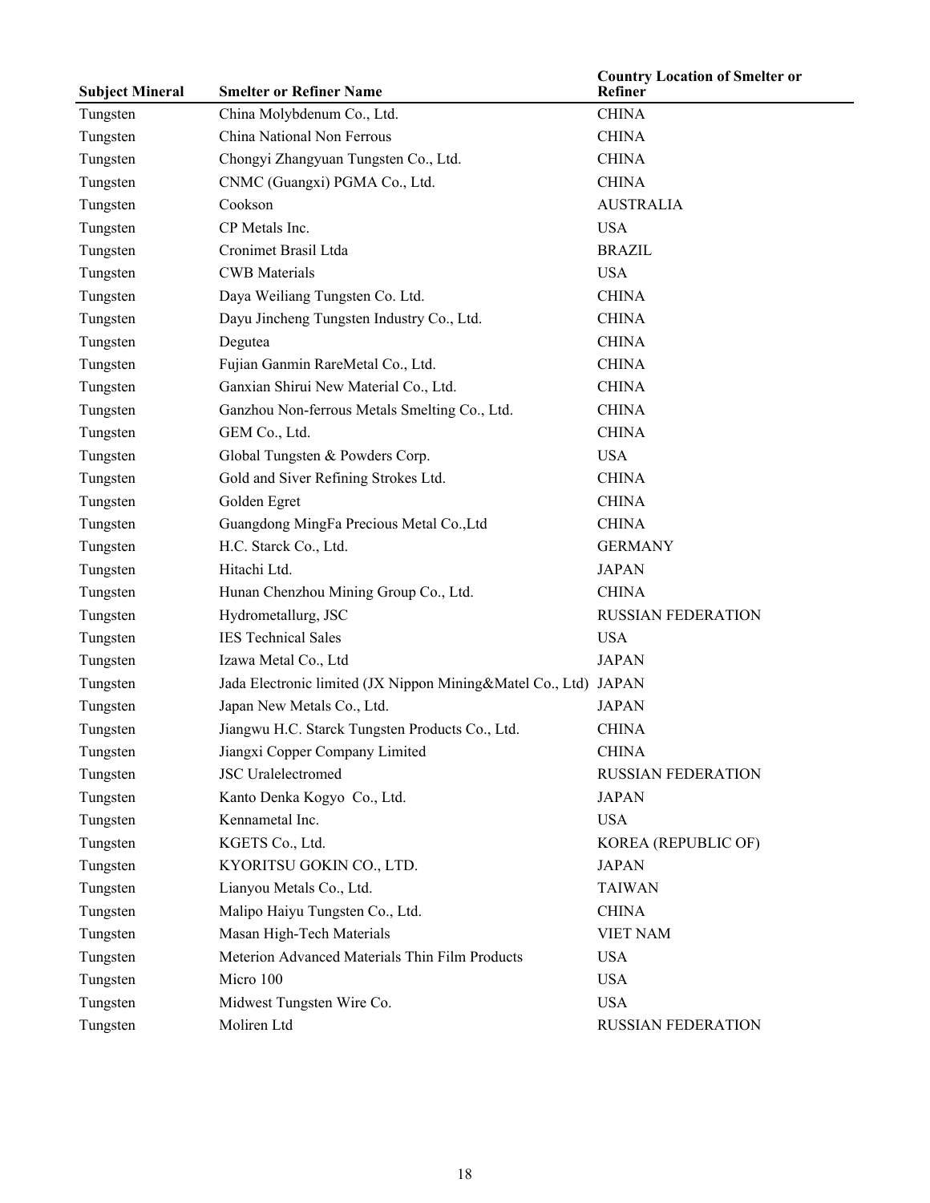| Subject Mineral | Smelter or Refiner Name | Country Location of Smelter or Refiner |
|---|---|---|
| Tungsten | China Molybdenum Co., Ltd. | CHINA |
| Tungsten | China National Non Ferrous | CHINA |
| Tungsten | Chongyi Zhangyuan Tungsten Co., Ltd. | CHINA |
| Tungsten | CNMC (Guangxi) PGMA Co., Ltd. | CHINA |
| Tungsten | Cookson | AUSTRALIA |
| Tungsten | CP Metals Inc. | USA |
| Tungsten | Cronimet Brasil Ltda | BRAZIL |
| Tungsten | CWB Materials | USA |
| Tungsten | Daya Weiliang Tungsten Co. Ltd. | CHINA |
| Tungsten | Dayu Jincheng Tungsten Industry Co., Ltd. | CHINA |
| Tungsten | Degutea | CHINA |
| Tungsten | Fujian Ganmin RareMetal Co., Ltd. | CHINA |
| Tungsten | Ganxian Shirui New Material Co., Ltd. | CHINA |
| Tungsten | Ganzhou Non-ferrous Metals Smelting Co., Ltd. | CHINA |
| Tungsten | GEM Co., Ltd. | CHINA |
| Tungsten | Global Tungsten & Powders Corp. | USA |
| Tungsten | Gold and Siver Refining Strokes Ltd. | CHINA |
| Tungsten | Golden Egret | CHINA |
| Tungsten | Guangdong MingFa Precious Metal Co.,Ltd | CHINA |
| Tungsten | H.C. Starck Co., Ltd. | GERMANY |
| Tungsten | Hitachi Ltd. | JAPAN |
| Tungsten | Hunan Chenzhou Mining Group Co., Ltd. | CHINA |
| Tungsten | Hydrometallurg, JSC | RUSSIAN FEDERATION |
| Tungsten | IES Technical Sales | USA |
| Tungsten | Izawa Metal Co., Ltd | JAPAN |
| Tungsten | Jada Electronic limited (JX Nippon Mining&Matel Co., Ltd) | JAPAN |
| Tungsten | Japan New Metals Co., Ltd. | JAPAN |
| Tungsten | Jiangwu H.C. Starck Tungsten Products Co., Ltd. | CHINA |
| Tungsten | Jiangxi Copper Company Limited | CHINA |
| Tungsten | JSC Uralelectromed | RUSSIAN FEDERATION |
| Tungsten | Kanto Denka Kogyo Co., Ltd. | JAPAN |
| Tungsten | Kennametal Inc. | USA |
| Tungsten | KGETS Co., Ltd. | KOREA (REPUBLIC OF) |
| Tungsten | KYORITSU GOKIN CO., LTD. | JAPAN |
| Tungsten | Lianyou Metals Co., Ltd. | TAIWAN |
| Tungsten | Malipo Haiyu Tungsten Co., Ltd. | CHINA |
| Tungsten | Masan High-Tech Materials | VIET NAM |
| Tungsten | Meterion Advanced Materials Thin Film Products | USA |
| Tungsten | Micro 100 | USA |
| Tungsten | Midwest Tungsten Wire Co. | USA |
| Tungsten | Moliren Ltd | RUSSIAN FEDERATION |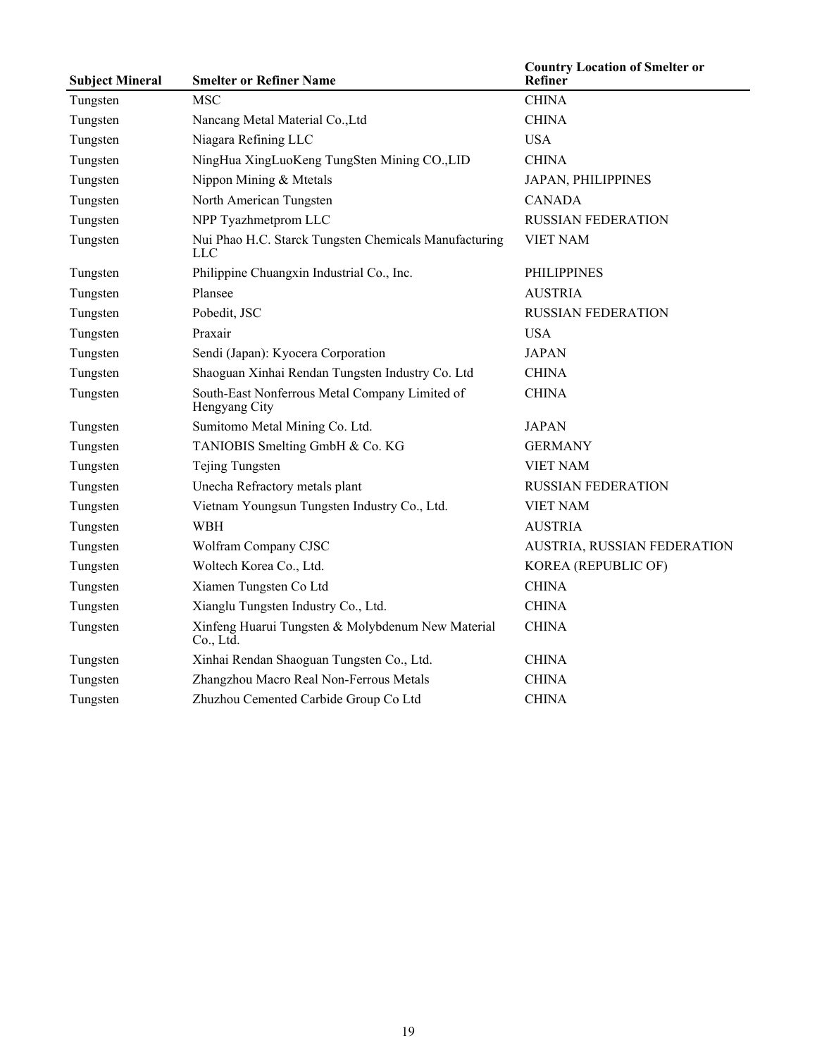| Subject Mineral | Smelter or Refiner Name | Country Location of Smelter or Refiner |
|---|---|---|
| Tungsten | MSC | CHINA |
| Tungsten | Nancang Metal Material Co.,Ltd | CHINA |
| Tungsten | Niagara Refining LLC | USA |
| Tungsten | NingHua XingLuoKeng TungSten Mining CO.,LID | CHINA |
| Tungsten | Nippon Mining & Mtetals | JAPAN, PHILIPPINES |
| Tungsten | North American Tungsten | CANADA |
| Tungsten | NPP Tyazhmetprom LLC | RUSSIAN FEDERATION |
| Tungsten | Nui Phao H.C. Starck Tungsten Chemicals Manufacturing LLC | VIET NAM |
| Tungsten | Philippine Chuangxin Industrial Co., Inc. | PHILIPPINES |
| Tungsten | Plansee | AUSTRIA |
| Tungsten | Pobedit, JSC | RUSSIAN FEDERATION |
| Tungsten | Praxair | USA |
| Tungsten | Sendi (Japan): Kyocera Corporation | JAPAN |
| Tungsten | Shaoguan Xinhai Rendan Tungsten Industry Co. Ltd | CHINA |
| Tungsten | South-East Nonferrous Metal Company Limited of Hengyang City | CHINA |
| Tungsten | Sumitomo Metal Mining Co. Ltd. | JAPAN |
| Tungsten | TANIOBIS Smelting GmbH & Co. KG | GERMANY |
| Tungsten | Tejing Tungsten | VIET NAM |
| Tungsten | Unecha Refractory metals plant | RUSSIAN FEDERATION |
| Tungsten | Vietnam Youngsun Tungsten Industry Co., Ltd. | VIET NAM |
| Tungsten | WBH | AUSTRIA |
| Tungsten | Wolfram Company CJSC | AUSTRIA, RUSSIAN FEDERATION |
| Tungsten | Woltech Korea Co., Ltd. | KOREA (REPUBLIC OF) |
| Tungsten | Xiamen Tungsten Co Ltd | CHINA |
| Tungsten | Xianglu Tungsten Industry Co., Ltd. | CHINA |
| Tungsten | Xinfeng Huarui Tungsten & Molybdenum New Material Co., Ltd. | CHINA |
| Tungsten | Xinhai Rendan Shaoguan Tungsten Co., Ltd. | CHINA |
| Tungsten | Zhangzhou Macro Real Non-Ferrous Metals | CHINA |
| Tungsten | Zhuzhou Cemented Carbide Group Co Ltd | CHINA |